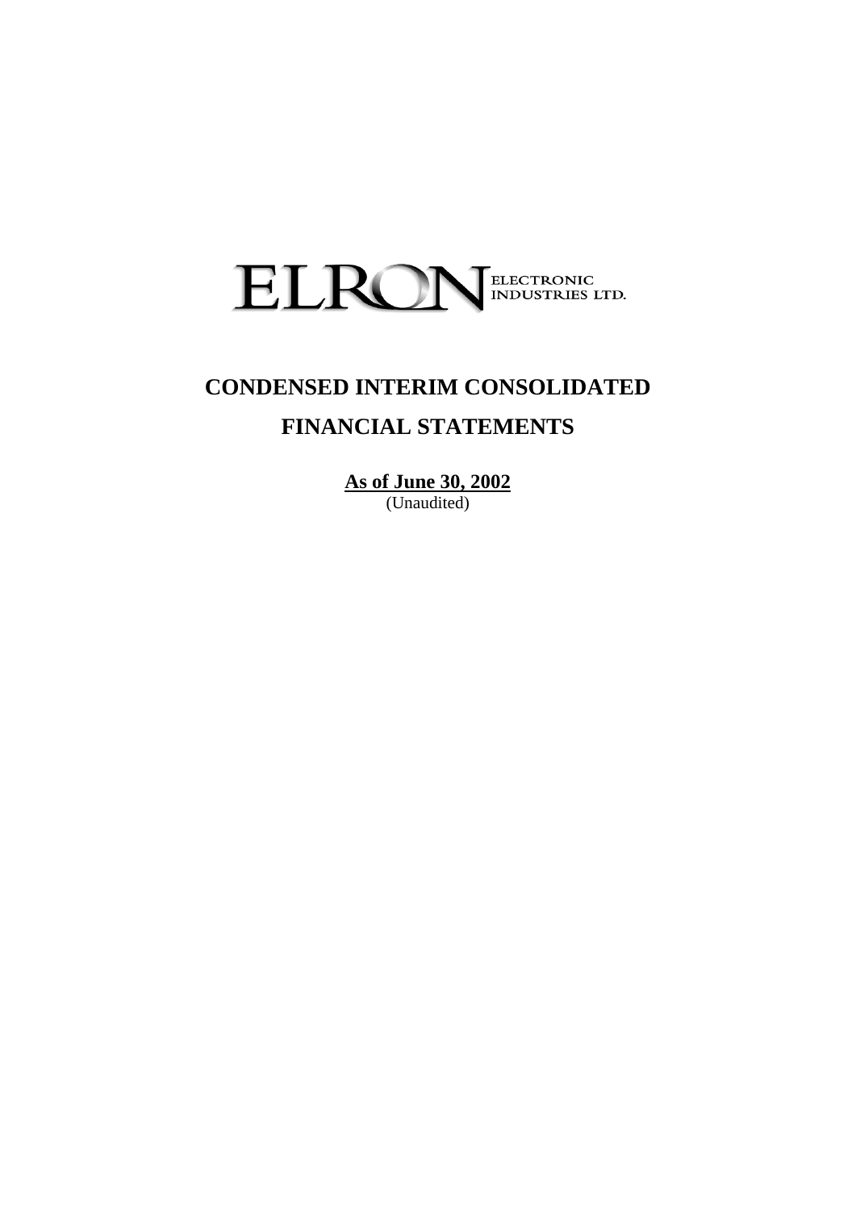ELRON ELECTRONIC INDUSTRIES LTD.

# CONDENSED INTERIM CONSOLIDATED

# FINANCIAL STATEMENTS

**As of June 30, 2002**

(Unaudited)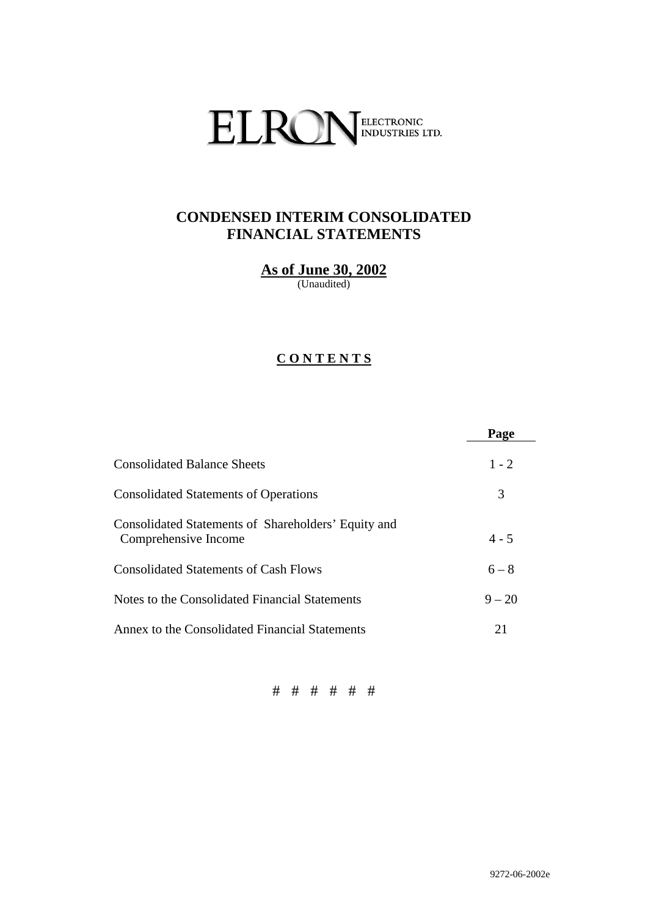# ELRON ELECTRONIC INDUSTRIES LTD.

## CONDENSED INTERIM CONSOLIDATED FINANCIAL STATEMENTS

**As of June 30, 2002**
(Unaudited)

**C O N T E N T S**

| | Page |
|---|---|
| Consolidated Balance Sheets | 1 - 2 |
| Consolidated Statements of Operations | 3 |
| Consolidated Statements of Shareholders' Equity and Comprehensive Income | 4 - 5 |
| Consolidated Statements of Cash Flows | 6 – 8 |
| Notes to the Consolidated Financial Statements | 9 – 20 |
| Annex to the Consolidated Financial Statements | 21 |

# # # # # #

9272-06-2002e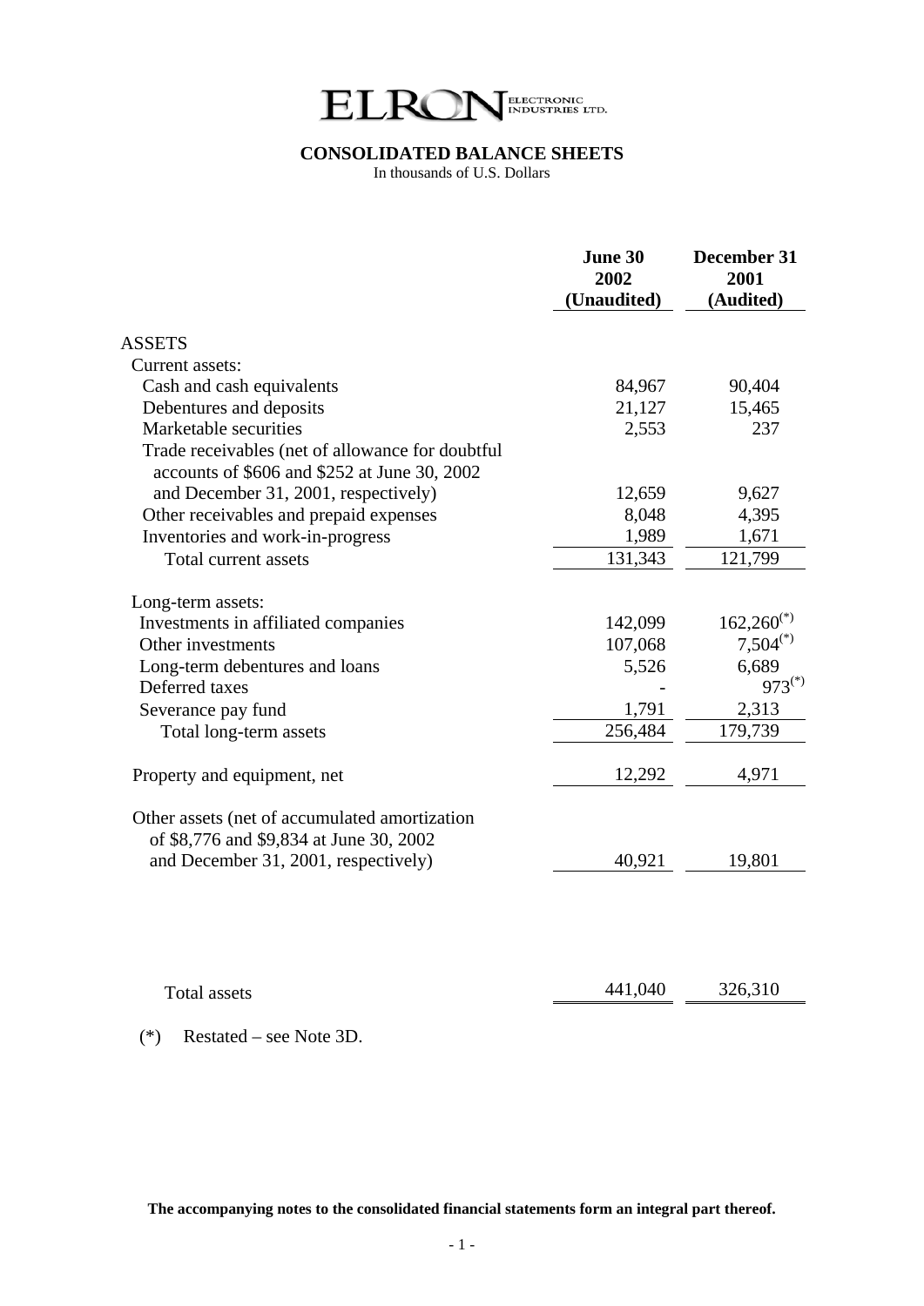# ELRON ELECTRONIC INDUSTRIES LTD.

## CONSOLIDATED BALANCE SHEETS

In thousands of U.S. Dollars

| | June 30 2002 (Unaudited) | December 31 2001 (Audited) |
|---|---|---|
| **ASSETS** | | |
| Current assets: | | |
| Cash and cash equivalents | 84,967 | 90,404 |
| Debentures and deposits | 21,127 | 15,465 |
| Marketable securities | 2,553 | 237 |
| Trade receivables (net of allowance for doubtful accounts of $606 and $252 at June 30, 2002 and December 31, 2001, respectively) | 12,659 | 9,627 |
| Other receivables and prepaid expenses | 8,048 | 4,395 |
| Inventories and work-in-progress | 1,989 | 1,671 |
| Total current assets | 131,343 | 121,799 |
| Long-term assets: | | |
| Investments in affiliated companies | 142,099 | 162,260(*) |
| Other investments | 107,068 | 7,504(*) |
| Long-term debentures and loans | 5,526 | 6,689 |
| Deferred taxes | - | 973(*) |
| Severance pay fund | 1,791 | 2,313 |
| Total long-term assets | 256,484 | 179,739 |
| Property and equipment, net | 12,292 | 4,971 |
| Other assets (net of accumulated amortization of $8,776 and $9,834 at June 30, 2002 and December 31, 2001, respectively) | 40,921 | 19,801 |
| Total assets | 441,040 | 326,310 |

(*) Restated – see Note 3D.

**The accompanying notes to the consolidated financial statements form an integral part thereof.**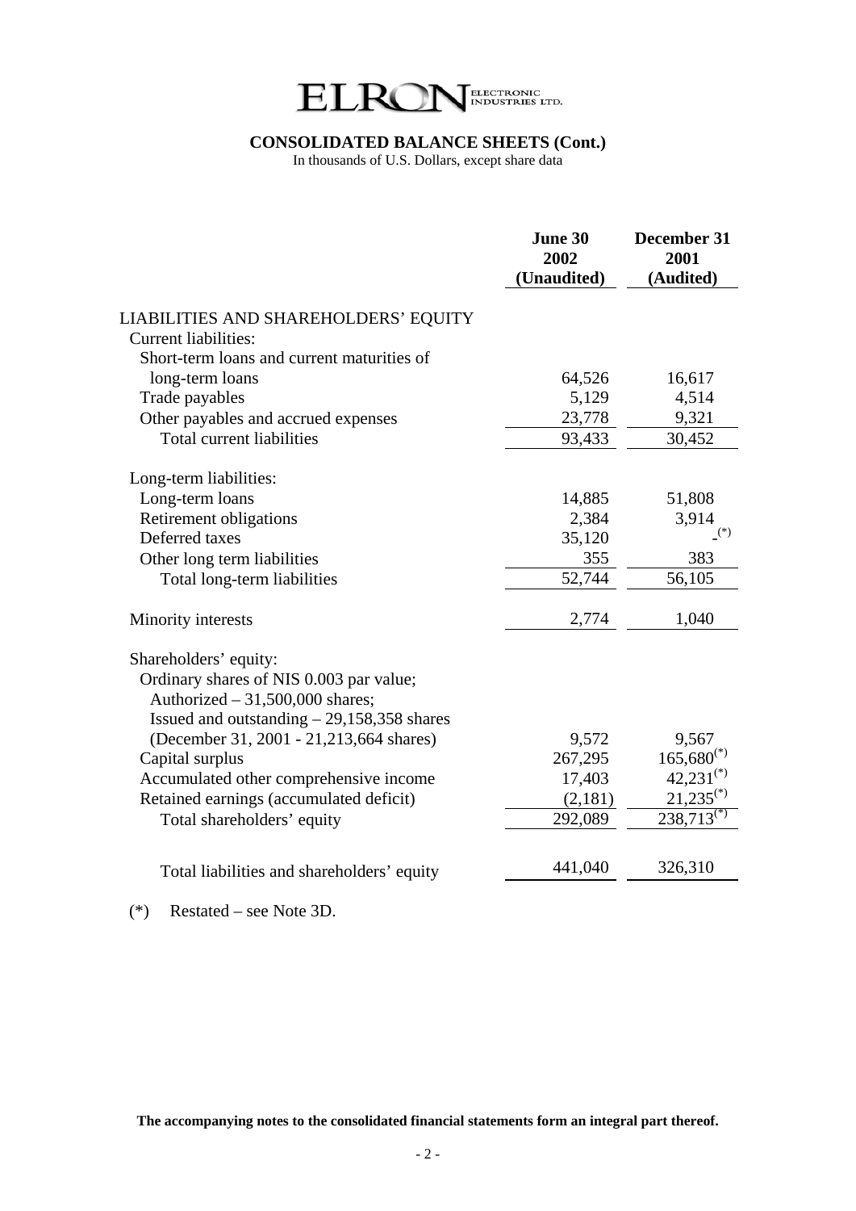ELRON ELECTRONIC INDUSTRIES LTD.

## CONSOLIDATED BALANCE SHEETS (Cont.)

In thousands of U.S. Dollars, except share data

| | June 30 2002 (Unaudited) | December 31 2001 (Audited) |
|---|---|---|
| LIABILITIES AND SHAREHOLDERS' EQUITY | | |
| Current liabilities: | | |
| Short-term loans and current maturities of long-term loans | 64,526 | 16,617 |
| Trade payables | 5,129 | 4,514 |
| Other payables and accrued expenses | 23,778 | 9,321 |
| Total current liabilities | 93,433 | 30,452 |
| Long-term liabilities: | | |
| Long-term loans | 14,885 | 51,808 |
| Retirement obligations | 2,384 | 3,914 |
| Deferred taxes | 35,120 | -(*) |
| Other long term liabilities | 355 | 383 |
| Total long-term liabilities | 52,744 | 56,105 |
| Minority interests | 2,774 | 1,040 |
| Shareholders' equity: | | |
| Ordinary shares of NIS 0.003 par value; Authorized – 31,500,000 shares; Issued and outstanding – 29,158,358 shares (December 31, 2001 - 21,213,664 shares) | 9,572 | 9,567 |
| Capital surplus | 267,295 | 165,680(*) |
| Accumulated other comprehensive income | 17,403 | 42,231(*) |
| Retained earnings (accumulated deficit) | (2,181) | 21,235(*) |
| Total shareholders' equity | 292,089 | 238,713(*) |
| Total liabilities and shareholders' equity | 441,040 | 326,310 |

(*) Restated – see Note 3D.

**The accompanying notes to the consolidated financial statements form an integral part thereof.**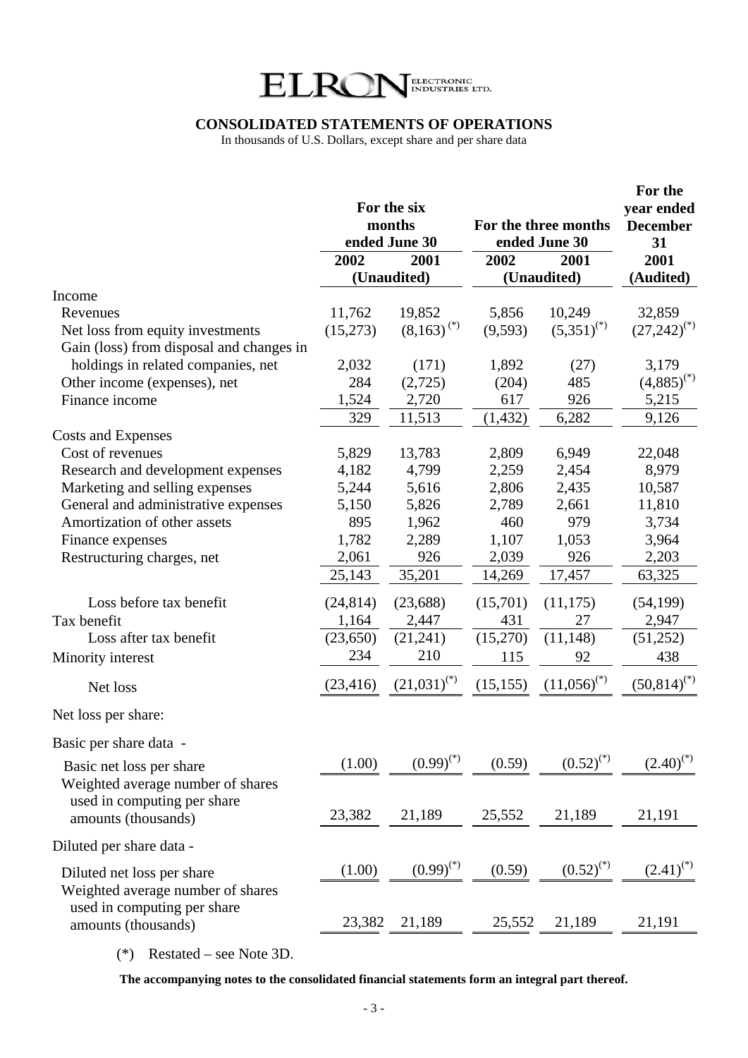# ELRON ELECTRONIC INDUSTRIES LTD.

## CONSOLIDATED STATEMENTS OF OPERATIONS

In thousands of U.S. Dollars, except share and per share data

| | For the six months ended June 30 | | For the three months ended June 30 | | For the year ended December 31 |
|---|---|---|---|---|---|
| | 2002 | 2001 | 2002 | 2001 | 2001 |
| | (Unaudited) | | (Unaudited) | | (Audited) |
| Income | | | | | |
| Revenues | 11,762 | 19,852 | 5,856 | 10,249 | 32,859 |
| Net loss from equity investments | (15,273) | (8,163) (*) | (9,593) | (5,351)(*) | (27,242)(*) |
| Gain (loss) from disposal and changes in holdings in related companies, net | 2,032 | (171) | 1,892 | (27) | 3,179 |
| Other income (expenses), net | 284 | (2,725) | (204) | 485 | (4,885)(*) |
| Finance income | 1,524 | 2,720 | 617 | 926 | 5,215 |
| | 329 | 11,513 | (1,432) | 6,282 | 9,126 |
| Costs and Expenses | | | | | |
| Cost of revenues | 5,829 | 13,783 | 2,809 | 6,949 | 22,048 |
| Research and development expenses | 4,182 | 4,799 | 2,259 | 2,454 | 8,979 |
| Marketing and selling expenses | 5,244 | 5,616 | 2,806 | 2,435 | 10,587 |
| General and administrative expenses | 5,150 | 5,826 | 2,789 | 2,661 | 11,810 |
| Amortization of other assets | 895 | 1,962 | 460 | 979 | 3,734 |
| Finance expenses | 1,782 | 2,289 | 1,107 | 1,053 | 3,964 |
| Restructuring charges, net | 2,061 | 926 | 2,039 | 926 | 2,203 |
| | 25,143 | 35,201 | 14,269 | 17,457 | 63,325 |
| Loss before tax benefit | (24,814) | (23,688) | (15,701) | (11,175) | (54,199) |
| Tax benefit | 1,164 | 2,447 | 431 | 27 | 2,947 |
| Loss after tax benefit | (23,650) | (21,241) | (15,270) | (11,148) | (51,252) |
| Minority interest | 234 | 210 | 115 | 92 | 438 |
| Net loss | (23,416) | (21,031)(*) | (15,155) | (11,056)(*) | (50,814)(*) |
| Net loss per share: | | | | | |
| Basic per share data - | | | | | |
| Basic net loss per share | (1.00) | (0.99)(*) | (0.59) | (0.52)(*) | (2.40)(*) |
| Weighted average number of shares used in computing per share amounts (thousands) | 23,382 | 21,189 | 25,552 | 21,189 | 21,191 |
| Diluted per share data - | | | | | |
| Diluted net loss per share | (1.00) | (0.99)(*) | (0.59) | (0.52)(*) | (2.41)(*) |
| Weighted average number of shares used in computing per share amounts (thousands) | 23,382 | 21,189 | 25,552 | 21,189 | 21,191 |

(*) Restated – see Note 3D.

**The accompanying notes to the consolidated financial statements form an integral part thereof.**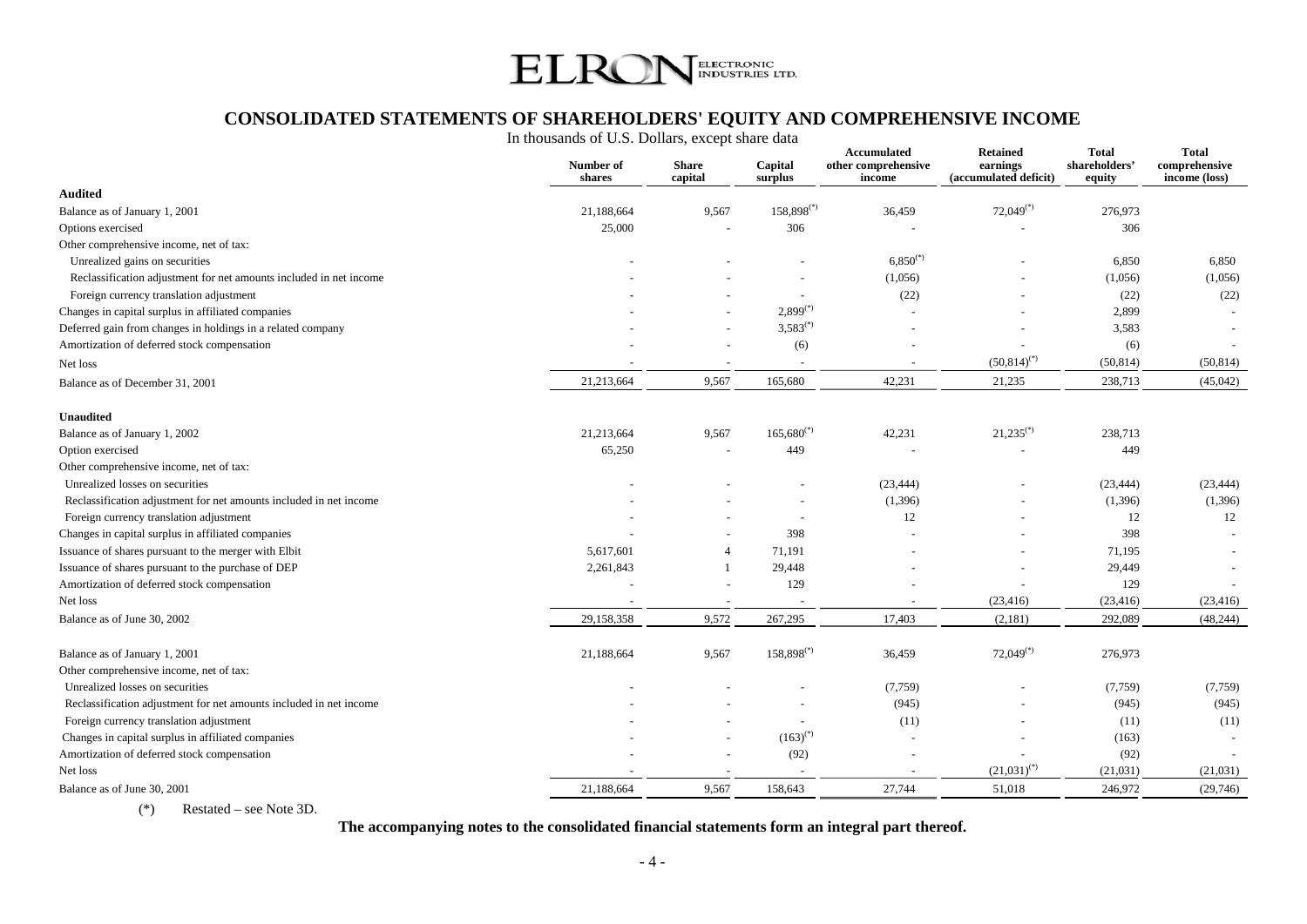# ELRON ELECTRONIC INDUSTRIES LTD.

## CONSOLIDATED STATEMENTS OF SHAREHOLDERS' EQUITY AND COMPREHENSIVE INCOME

In thousands of U.S. Dollars, except share data

| | Number of shares | Share capital | Capital surplus | Accumulated other comprehensive income | Retained earnings (accumulated deficit) | Total shareholders' equity | Total comprehensive income (loss) |
|---|---|---|---|---|---|---|---|
| **Audited** | | | | | | | |
| Balance as of January 1, 2001 | 21,188,664 | 9,567 | 158,898(*) | 36,459 | 72,049(*) | 276,973 | |
| Options exercised | 25,000 | - | 306 | - | - | 306 | |
| Other comprehensive income, net of tax: | | | | | | | |
| Unrealized gains on securities | - | - | - | 6,850(*) | - | 6,850 | 6,850 |
| Reclassification adjustment for net amounts included in net income | - | - | - | (1,056) | - | (1,056) | (1,056) |
| Foreign currency translation adjustment | - | - | - | (22) | - | (22) | (22) |
| Changes in capital surplus in affiliated companies | - | - | 2,899(*) | - | - | 2,899 | - |
| Deferred gain from changes in holdings in a related company | - | - | 3,583(*) | - | - | 3,583 | - |
| Amortization of deferred stock compensation | - | - | (6) | - | - | (6) | - |
| Net loss | - | - | - | - | (50,814)(*) | (50,814) | (50,814) |
| Balance as of December 31, 2001 | 21,213,664 | 9,567 | 165,680 | 42,231 | 21,235 | 238,713 | (45,042) |
| **Unaudited** | | | | | | | |
| Balance as of January 1, 2002 | 21,213,664 | 9,567 | 165,680(*) | 42,231 | 21,235(*) | 238,713 | |
| Option exercised | 65,250 | - | 449 | - | - | 449 | |
| Other comprehensive income, net of tax: | | | | | | | |
| Unrealized losses on securities | - | - | - | (23,444) | - | (23,444) | (23,444) |
| Reclassification adjustment for net amounts included in net income | - | - | - | (1,396) | - | (1,396) | (1,396) |
| Foreign currency translation adjustment | - | - | - | 12 | - | 12 | 12 |
| Changes in capital surplus in affiliated companies | - | - | 398 | - | - | 398 | - |
| Issuance of shares pursuant to the merger with Elbit | 5,617,601 | 4 | 71,191 | - | - | 71,195 | - |
| Issuance of shares pursuant to the purchase of DEP | 2,261,843 | 1 | 29,448 | - | - | 29,449 | - |
| Amortization of deferred stock compensation | - | - | 129 | - | - | 129 | - |
| Net loss | - | - | - | - | (23,416) | (23,416) | (23,416) |
| Balance as of June 30, 2002 | 29,158,358 | 9,572 | 267,295 | 17,403 | (2,181) | 292,089 | (48,244) |
| | | | | | | | |
| Balance as of January 1, 2001 | 21,188,664 | 9,567 | 158,898(*) | 36,459 | 72,049(*) | 276,973 | |
| Other comprehensive income, net of tax: | | | | | | | |
| Unrealized losses on securities | - | - | - | (7,759) | - | (7,759) | (7,759) |
| Reclassification adjustment for net amounts included in net income | - | - | - | (945) | - | (945) | (945) |
| Foreign currency translation adjustment | - | - | - | (11) | - | (11) | (11) |
| Changes in capital surplus in affiliated companies | - | - | (163)(*) | - | - | (163) | - |
| Amortization of deferred stock compensation | - | - | (92) | - | - | (92) | - |
| Net loss | - | - | - | - | (21,031)(*) | (21,031) | (21,031) |
| Balance as of June 30, 2001 | 21,188,664 | 9,567 | 158,643 | 27,744 | 51,018 | 246,972 | (29,746) |

(*) Restated – see Note 3D.

**The accompanying notes to the consolidated financial statements form an integral part thereof.**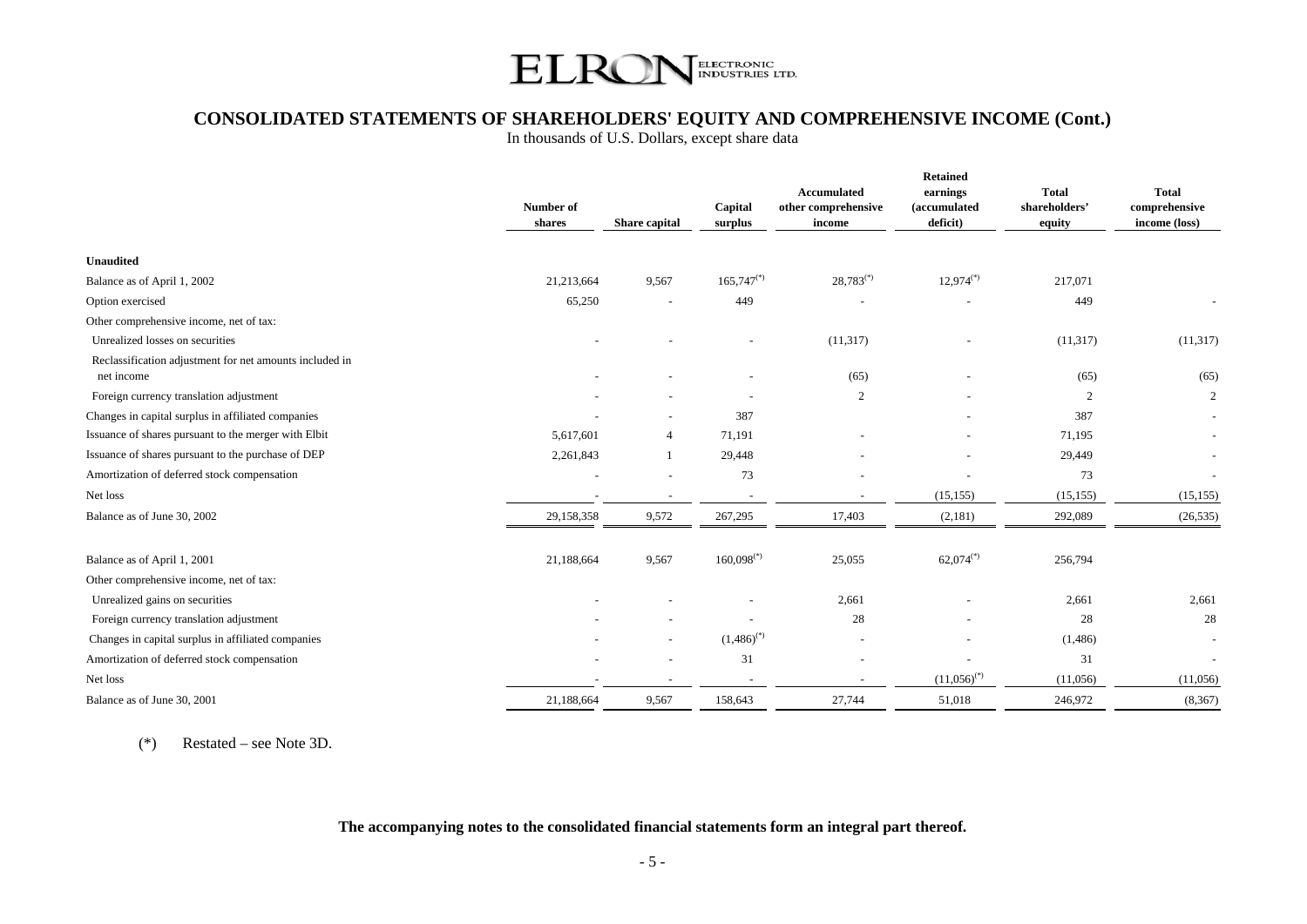# CONSOLIDATED STATEMENTS OF SHAREHOLDERS' EQUITY AND COMPREHENSIVE INCOME (Cont.)

In thousands of U.S. Dollars, except share data

| | Number of shares | Share capital | Capital surplus | Accumulated other comprehensive income | Retained earnings (accumulated deficit) | Total shareholders' equity | Total comprehensive income (loss) |
|---|---|---|---|---|---|---|---|
| **Unaudited** | | | | | | | |
| Balance as of April 1, 2002 | 21,213,664 | 9,567 | 165,747(*) | 28,783(*) | 12,974(*) | 217,071 | |
| Option exercised | 65,250 | - | 449 | - | - | 449 | - |
| Other comprehensive income, net of tax: | | | | | | | |
| Unrealized losses on securities | - | - | - | (11,317) | - | (11,317) | (11,317) |
| Reclassification adjustment for net amounts included in net income | - | - | - | (65) | - | (65) | (65) |
| Foreign currency translation adjustment | - | - | - | 2 | - | 2 | 2 |
| Changes in capital surplus in affiliated companies | - | - | 387 | | - | 387 | - |
| Issuance of shares pursuant to the merger with Elbit | 5,617,601 | 4 | 71,191 | - | - | 71,195 | - |
| Issuance of shares pursuant to the purchase of DEP | 2,261,843 | 1 | 29,448 | - | - | 29,449 | - |
| Amortization of deferred stock compensation | - | - | 73 | - | - | 73 | - |
| Net loss | - | - | - | - | (15,155) | (15,155) | (15,155) |
| Balance as of June 30, 2002 | 29,158,358 | 9,572 | 267,295 | 17,403 | (2,181) | 292,089 | (26,535) |
| | | | | | | | |
| Balance as of April 1, 2001 | 21,188,664 | 9,567 | 160,098(*) | 25,055 | 62,074(*) | 256,794 | |
| Other comprehensive income, net of tax: | | | | | | | |
| Unrealized gains on securities | - | - | - | 2,661 | - | 2,661 | 2,661 |
| Foreign currency translation adjustment | - | - | - | 28 | - | 28 | 28 |
| Changes in capital surplus in affiliated companies | - | - | (1,486)(*) | - | - | (1,486) | - |
| Amortization of deferred stock compensation | - | - | 31 | - | - | 31 | - |
| Net loss | - | - | - | - | (11,056)(*) | (11,056) | (11,056) |
| Balance as of June 30, 2001 | 21,188,664 | 9,567 | 158,643 | 27,744 | 51,018 | 246,972 | (8,367) |

(*) Restated – see Note 3D.

**The accompanying notes to the consolidated financial statements form an integral part thereof.**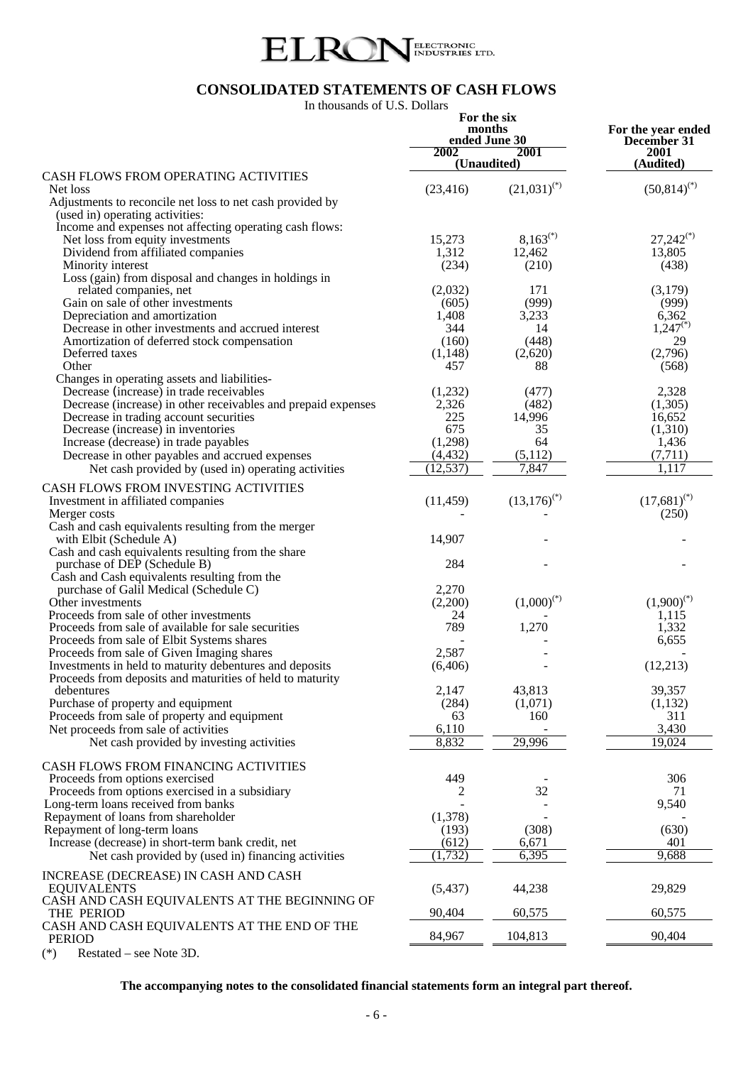# ELRON ELECTRONIC INDUSTRIES LTD.

## CONSOLIDATED STATEMENTS OF CASH FLOWS

In thousands of U.S. Dollars

| | For the six months ended June 30 | | For the year ended December 31 |
|---|---|---|---|
| | 2002 | 2001 | 2001 |
| | (Unaudited) | | (Audited) |
| CASH FLOWS FROM OPERATING ACTIVITIES | | | |
| Net loss | (23,416) | (21,031)(*) | (50,814)(*) |
| Adjustments to reconcile net loss to net cash provided by (used in) operating activities: | | | |
| Income and expenses not affecting operating cash flows: | | | |
| Net loss from equity investments | 15,273 | 8,163(*) | 27,242(*) |
| Dividend from affiliated companies | 1,312 | 12,462 | 13,805 |
| Minority interest | (234) | (210) | (438) |
| Loss (gain) from disposal and changes in holdings in related companies, net | (2,032) | 171 | (3,179) |
| Gain on sale of other investments | (605) | (999) | (999) |
| Depreciation and amortization | 1,408 | 3,233 | 6,362 |
| Decrease in other investments and accrued interest | 344 | 14 | 1,247(*) |
| Amortization of deferred stock compensation | (160) | (448) | 29 |
| Deferred taxes | (1,148) | (2,620) | (2,796) |
| Other | 457 | 88 | (568) |
| Changes in operating assets and liabilities- | | | |
| Decrease (increase) in trade receivables | (1,232) | (477) | 2,328 |
| Decrease (increase) in other receivables and prepaid expenses | 2,326 | (482) | (1,305) |
| Decrease in trading account securities | 225 | 14,996 | 16,652 |
| Decrease (increase) in inventories | 675 | 35 | (1,310) |
| Increase (decrease) in trade payables | (1,298) | 64 | 1,436 |
| Decrease in other payables and accrued expenses | (4,432) | (5,112) | (7,711) |
| Net cash provided by (used in) operating activities | (12,537) | 7,847 | 1,117 |
| CASH FLOWS FROM INVESTING ACTIVITIES | | | |
| Investment in affiliated companies | (11,459) | (13,176)(*) | (17,681)(*) |
| Merger costs | - | - | (250) |
| Cash and cash equivalents resulting from the merger with Elbit (Schedule A) | 14,907 | - | - |
| Cash and cash equivalents resulting from the share purchase of DEP (Schedule B) | 284 | - | - |
| Cash and Cash equivalents resulting from the purchase of Galil Medical (Schedule C) | 2,270 | | |
| Other investments | (2,200) | (1,000)(*) | (1,900)(*) |
| Proceeds from sale of other investments | 24 | - | 1,115 |
| Proceeds from sale of available for sale securities | 789 | 1,270 | 1,332 |
| Proceeds from sale of Elbit Systems shares | - | - | 6,655 |
| Proceeds from sale of Given Imaging shares | 2,587 | - | - |
| Investments in held to maturity debentures and deposits | (6,406) | - | (12,213) |
| Proceeds from deposits and maturities of held to maturity debentures | 2,147 | 43,813 | 39,357 |
| Purchase of property and equipment | (284) | (1,071) | (1,132) |
| Proceeds from sale of property and equipment | 63 | 160 | 311 |
| Net proceeds from sale of activities | 6,110 | - | 3,430 |
| Net cash provided by investing activities | 8,832 | 29,996 | 19,024 |
| CASH FLOWS FROM FINANCING ACTIVITIES | | | |
| Proceeds from options exercised | 449 | - | 306 |
| Proceeds from options exercised in a subsidiary | 2 | 32 | 71 |
| Long-term loans received from banks | - | - | 9,540 |
| Repayment of loans from shareholder | (1,378) | - | - |
| Repayment of long-term loans | (193) | (308) | (630) |
| Increase (decrease) in short-term bank credit, net | (612) | 6,671 | 401 |
| Net cash provided by (used in) financing activities | (1,732) | 6,395 | 9,688 |
| INCREASE (DECREASE) IN CASH AND CASH EQUIVALENTS | (5,437) | 44,238 | 29,829 |
| CASH AND CASH EQUIVALENTS AT THE BEGINNING OF THE PERIOD | 90,404 | 60,575 | 60,575 |
| CASH AND CASH EQUIVALENTS AT THE END OF THE PERIOD | 84,967 | 104,813 | 90,404 |

(*) Restated – see Note 3D.

**The accompanying notes to the consolidated financial statements form an integral part thereof.**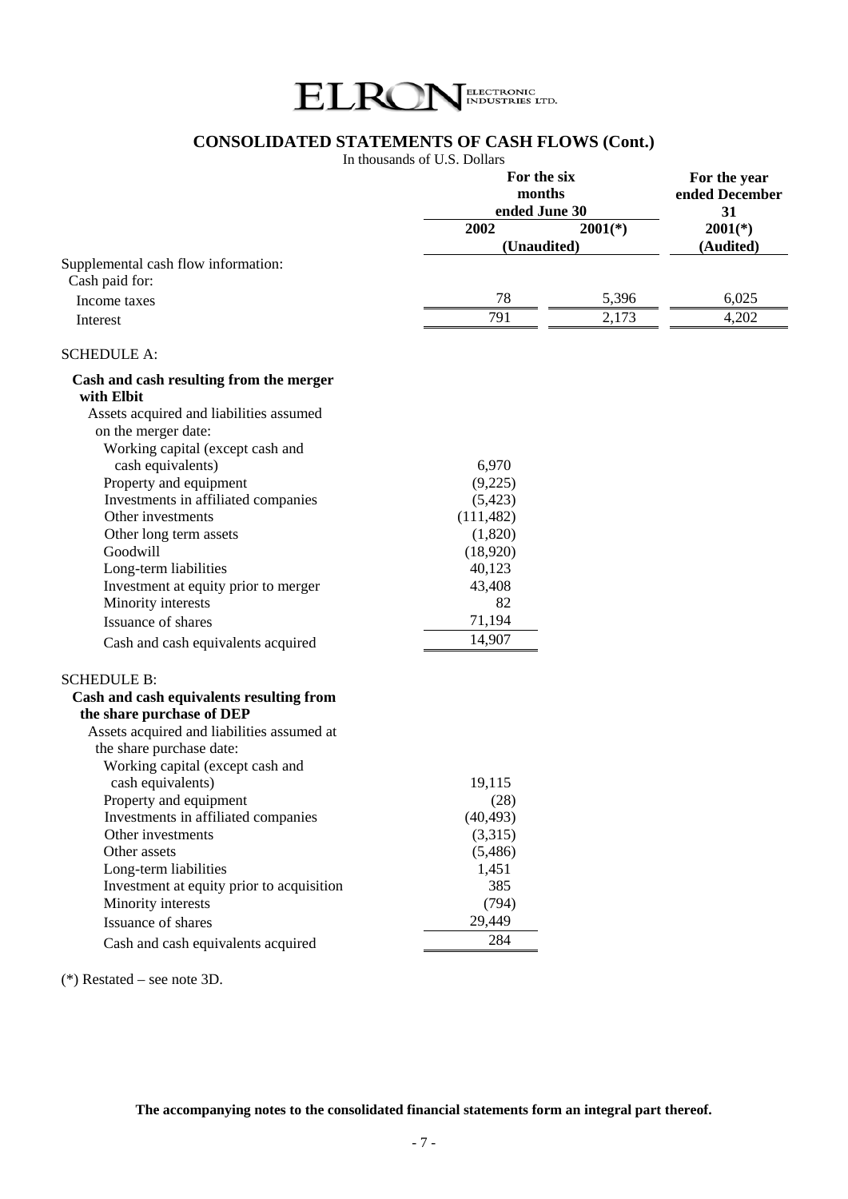**ELRON** ELECTRONIC INDUSTRIES LTD.

## CONSOLIDATED STATEMENTS OF CASH FLOWS (Cont.)

In thousands of U.S. Dollars

| | For the six months ended June 30 | | For the year ended December 31 |
|---|---|---|---|
| | 2002 | 2001(*) | 2001(*) |
| | (Unaudited) | | (Audited) |
| Supplemental cash flow information: | | | |
| Cash paid for: | | | |
| Income taxes | 78 | 5,396 | 6,025 |
| Interest | 791 | 2,173 | 4,202 |

SCHEDULE A:

| | |
|---|---|
| **Cash and cash resulting from the merger with Elbit** | |
| Assets acquired and liabilities assumed on the merger date: | |
| Working capital (except cash and cash equivalents) | 6,970 |
| Property and equipment | (9,225) |
| Investments in affiliated companies | (5,423) |
| Other investments | (111,482) |
| Other long term assets | (1,820) |
| Goodwill | (18,920) |
| Long-term liabilities | 40,123 |
| Investment at equity prior to merger | 43,408 |
| Minority interests | 82 |
| Issuance of shares | 71,194 |
| Cash and cash equivalents acquired | 14,907 |

SCHEDULE B:

| | |
|---|---|
| **Cash and cash equivalents resulting from the share purchase of DEP** | |
| Assets acquired and liabilities assumed at the share purchase date: | |
| Working capital (except cash and cash equivalents) | 19,115 |
| Property and equipment | (28) |
| Investments in affiliated companies | (40,493) |
| Other investments | (3,315) |
| Other assets | (5,486) |
| Long-term liabilities | 1,451 |
| Investment at equity prior to acquisition | 385 |
| Minority interests | (794) |
| Issuance of shares | 29,449 |
| Cash and cash equivalents acquired | 284 |

(*) Restated – see note 3D.

**The accompanying notes to the consolidated financial statements form an integral part thereof.**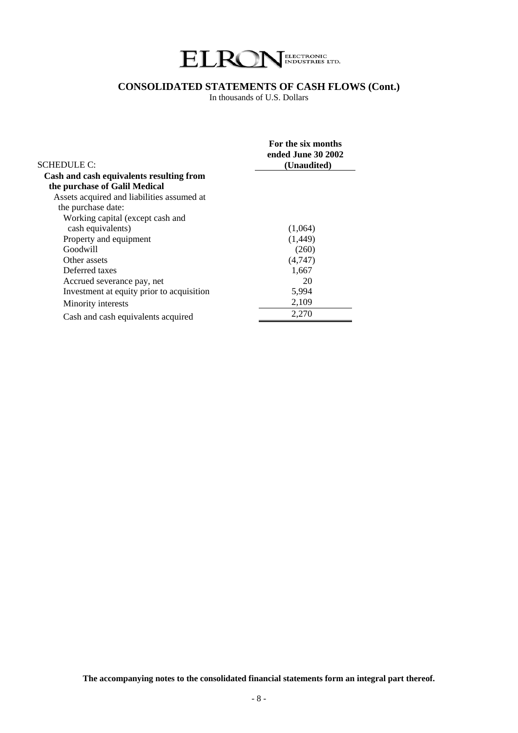# ELRON ELECTRONIC INDUSTRIES LTD.

## CONSOLIDATED STATEMENTS OF CASH FLOWS (Cont.)

In thousands of U.S. Dollars

| SCHEDULE C: | For the six months ended June 30 2002 (Unaudited) |
|---|---|
| **Cash and cash equivalents resulting from the purchase of Galil Medical** | |
| Assets acquired and liabilities assumed at the purchase date: | |
| Working capital (except cash and cash equivalents) | (1,064) |
| Property and equipment | (1,449) |
| Goodwill | (260) |
| Other assets | (4,747) |
| Deferred taxes | 1,667 |
| Accrued severance pay, net | 20 |
| Investment at equity prior to acquisition | 5,994 |
| Minority interests | 2,109 |
| Cash and cash equivalents acquired | 2,270 |

**The accompanying notes to the consolidated financial statements form an integral part thereof.**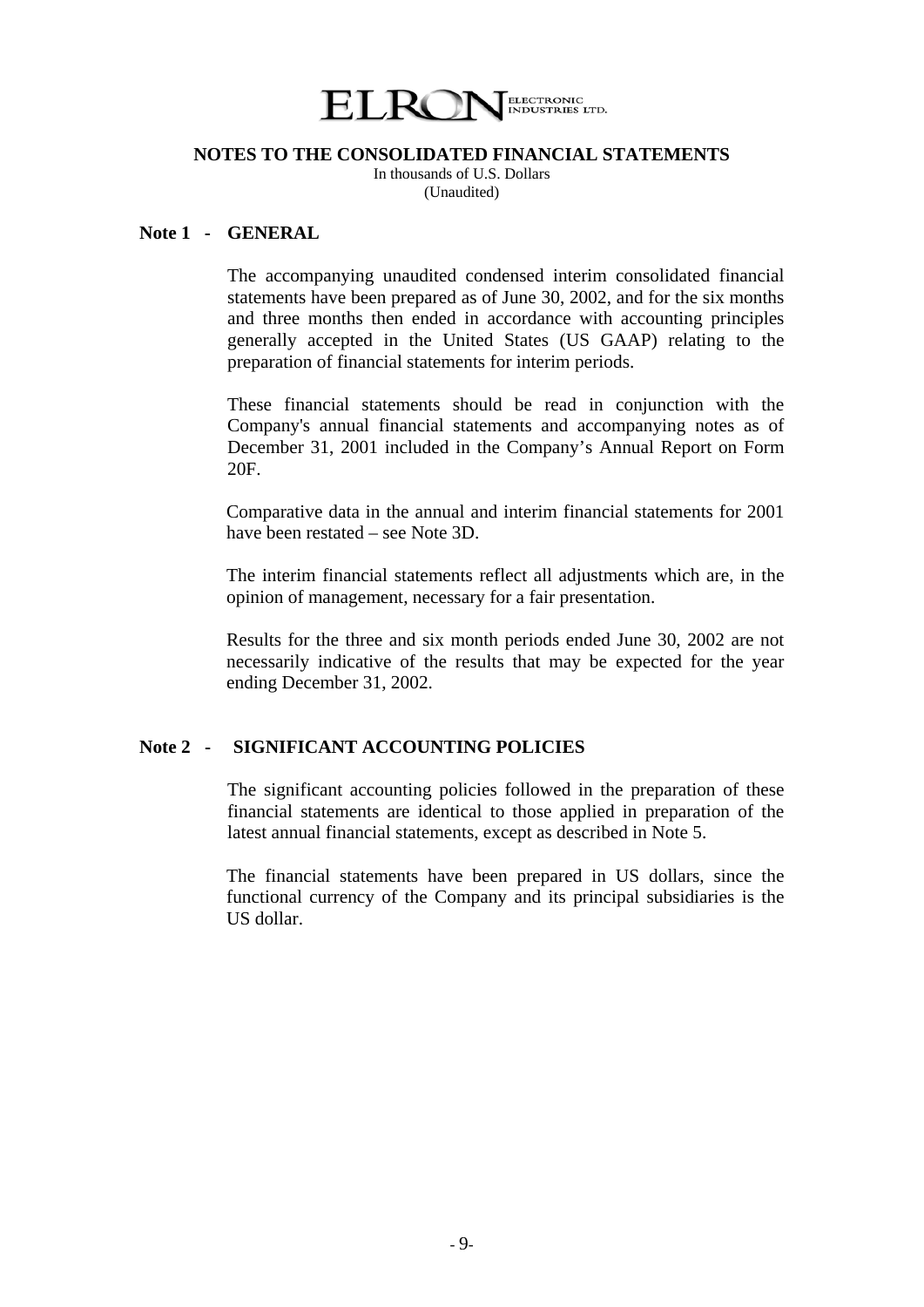**ELRON** ELECTRONIC INDUSTRIES LTD.

# NOTES TO THE CONSOLIDATED FINANCIAL STATEMENTS

In thousands of U.S. Dollars
(Unaudited)

## Note 1 - GENERAL

The accompanying unaudited condensed interim consolidated financial statements have been prepared as of June 30, 2002, and for the six months and three months then ended in accordance with accounting principles generally accepted in the United States (US GAAP) relating to the preparation of financial statements for interim periods.

These financial statements should be read in conjunction with the Company's annual financial statements and accompanying notes as of December 31, 2001 included in the Company's Annual Report on Form 20F.

Comparative data in the annual and interim financial statements for 2001 have been restated – see Note 3D.

The interim financial statements reflect all adjustments which are, in the opinion of management, necessary for a fair presentation.

Results for the three and six month periods ended June 30, 2002 are not necessarily indicative of the results that may be expected for the year ending December 31, 2002.

## Note 2 - SIGNIFICANT ACCOUNTING POLICIES

The significant accounting policies followed in the preparation of these financial statements are identical to those applied in preparation of the latest annual financial statements, except as described in Note 5.

The financial statements have been prepared in US dollars, since the functional currency of the Company and its principal subsidiaries is the US dollar.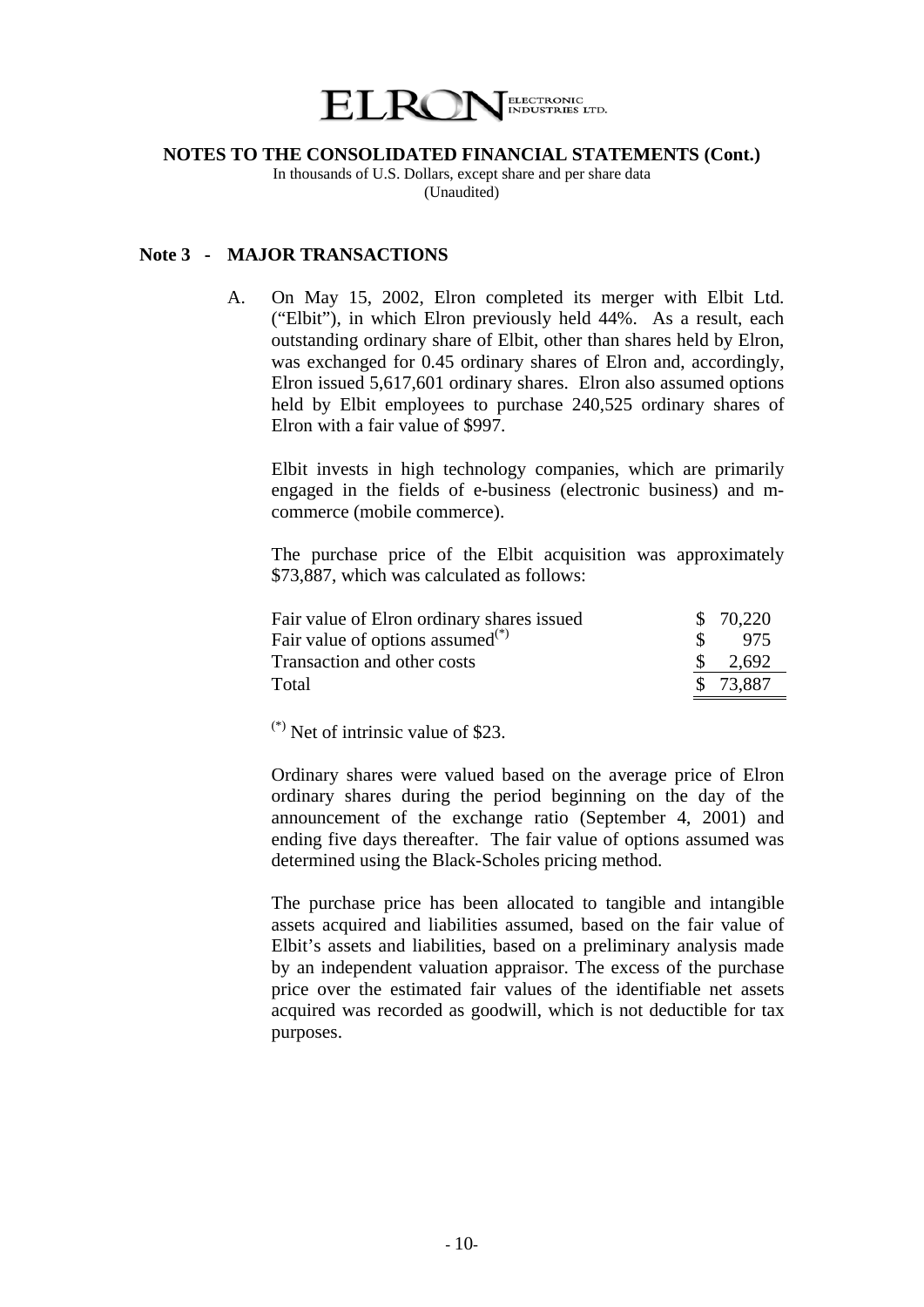**NOTES TO THE CONSOLIDATED FINANCIAL STATEMENTS (Cont.)**

In thousands of U.S. Dollars, except share and per share data

(Unaudited)

## Note 3 - MAJOR TRANSACTIONS

A. On May 15, 2002, Elron completed its merger with Elbit Ltd. ("Elbit"), in which Elron previously held 44%. As a result, each outstanding ordinary share of Elbit, other than shares held by Elron, was exchanged for 0.45 ordinary shares of Elron and, accordingly, Elron issued 5,617,601 ordinary shares. Elron also assumed options held by Elbit employees to purchase 240,525 ordinary shares of Elron with a fair value of $997.

Elbit invests in high technology companies, which are primarily engaged in the fields of e-business (electronic business) and m-commerce (mobile commerce).

The purchase price of the Elbit acquisition was approximately $73,887, which was calculated as follows:

| | |
|---|---|
| Fair value of Elron ordinary shares issued | $ 70,220 |
| Fair value of options assumed(*) | $ 975 |
| Transaction and other costs | $ 2,692 |
| Total | $ 73,887 |

(*) Net of intrinsic value of $23.

Ordinary shares were valued based on the average price of Elron ordinary shares during the period beginning on the day of the announcement of the exchange ratio (September 4, 2001) and ending five days thereafter. The fair value of options assumed was determined using the Black-Scholes pricing method.

The purchase price has been allocated to tangible and intangible assets acquired and liabilities assumed, based on the fair value of Elbit's assets and liabilities, based on a preliminary analysis made by an independent valuation appraisor. The excess of the purchase price over the estimated fair values of the identifiable net assets acquired was recorded as goodwill, which is not deductible for tax purposes.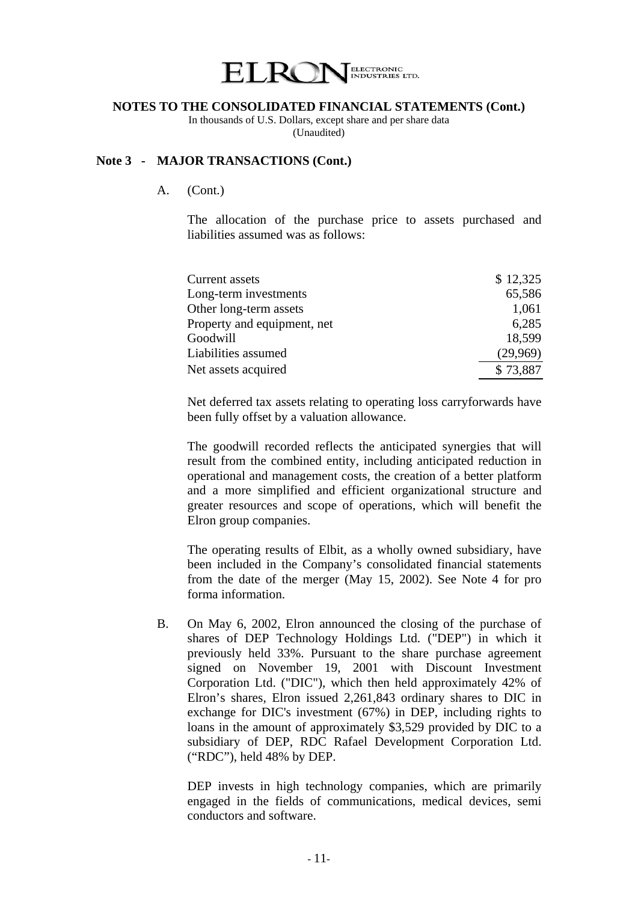**NOTES TO THE CONSOLIDATED FINANCIAL STATEMENTS (Cont.)**

In thousands of U.S. Dollars, except share and per share data
(Unaudited)

## Note 3 - MAJOR TRANSACTIONS (Cont.)

A. (Cont.)

The allocation of the purchase price to assets purchased and liabilities assumed was as follows:

| | |
|---|---|
| Current assets | $ 12,325 |
| Long-term investments | 65,586 |
| Other long-term assets | 1,061 |
| Property and equipment, net | 6,285 |
| Goodwill | 18,599 |
| Liabilities assumed | (29,969) |
| Net assets acquired | $ 73,887 |

Net deferred tax assets relating to operating loss carryforwards have been fully offset by a valuation allowance.

The goodwill recorded reflects the anticipated synergies that will result from the combined entity, including anticipated reduction in operational and management costs, the creation of a better platform and a more simplified and efficient organizational structure and greater resources and scope of operations, which will benefit the Elron group companies.

The operating results of Elbit, as a wholly owned subsidiary, have been included in the Company's consolidated financial statements from the date of the merger (May 15, 2002). See Note 4 for pro forma information.

B. On May 6, 2002, Elron announced the closing of the purchase of shares of DEP Technology Holdings Ltd. ("DEP") in which it previously held 33%. Pursuant to the share purchase agreement signed on November 19, 2001 with Discount Investment Corporation Ltd. ("DIC"), which then held approximately 42% of Elron's shares, Elron issued 2,261,843 ordinary shares to DIC in exchange for DIC's investment (67%) in DEP, including rights to loans in the amount of approximately $3,529 provided by DIC to a subsidiary of DEP, RDC Rafael Development Corporation Ltd. ("RDC"), held 48% by DEP.

DEP invests in high technology companies, which are primarily engaged in the fields of communications, medical devices, semi conductors and software.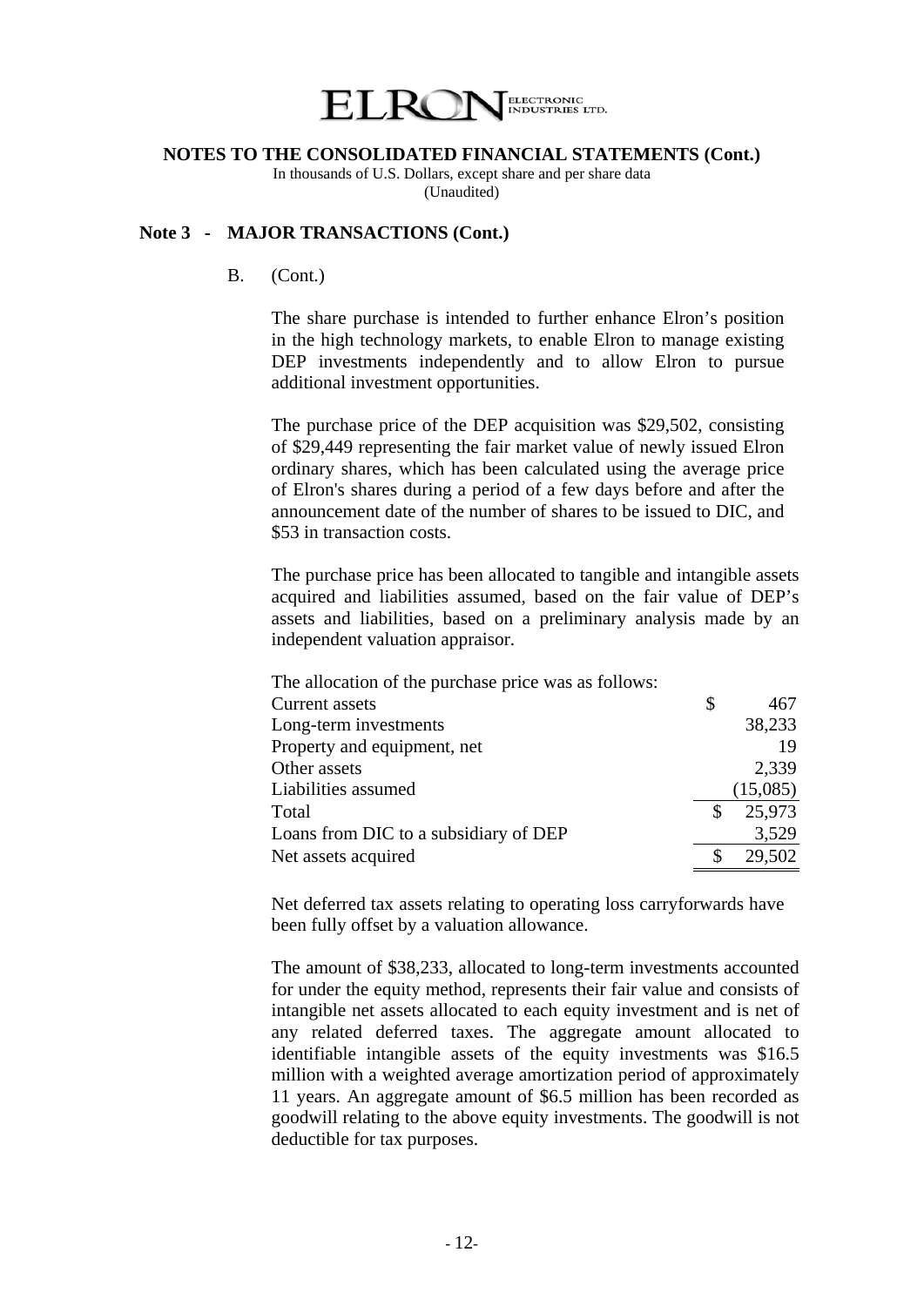**NOTES TO THE CONSOLIDATED FINANCIAL STATEMENTS (Cont.)**

In thousands of U.S. Dollars, except share and per share data
(Unaudited)

## Note 3 - MAJOR TRANSACTIONS (Cont.)

B. (Cont.)

The share purchase is intended to further enhance Elron's position in the high technology markets, to enable Elron to manage existing DEP investments independently and to allow Elron to pursue additional investment opportunities.

The purchase price of the DEP acquisition was $29,502, consisting of $29,449 representing the fair market value of newly issued Elron ordinary shares, which has been calculated using the average price of Elron's shares during a period of a few days before and after the announcement date of the number of shares to be issued to DIC, and $53 in transaction costs.

The purchase price has been allocated to tangible and intangible assets acquired and liabilities assumed, based on the fair value of DEP's assets and liabilities, based on a preliminary analysis made by an independent valuation appraisor.

The allocation of the purchase price was as follows:

| | |
|---|---|
| Current assets | $ 467 |
| Long-term investments | 38,233 |
| Property and equipment, net | 19 |
| Other assets | 2,339 |
| Liabilities assumed | (15,085) |
| Total | $ 25,973 |
| Loans from DIC to a subsidiary of DEP | 3,529 |
| Net assets acquired | $ 29,502 |

Net deferred tax assets relating to operating loss carryforwards have been fully offset by a valuation allowance.

The amount of $38,233, allocated to long-term investments accounted for under the equity method, represents their fair value and consists of intangible net assets allocated to each equity investment and is net of any related deferred taxes. The aggregate amount allocated to identifiable intangible assets of the equity investments was $16.5 million with a weighted average amortization period of approximately 11 years. An aggregate amount of $6.5 million has been recorded as goodwill relating to the above equity investments. The goodwill is not deductible for tax purposes.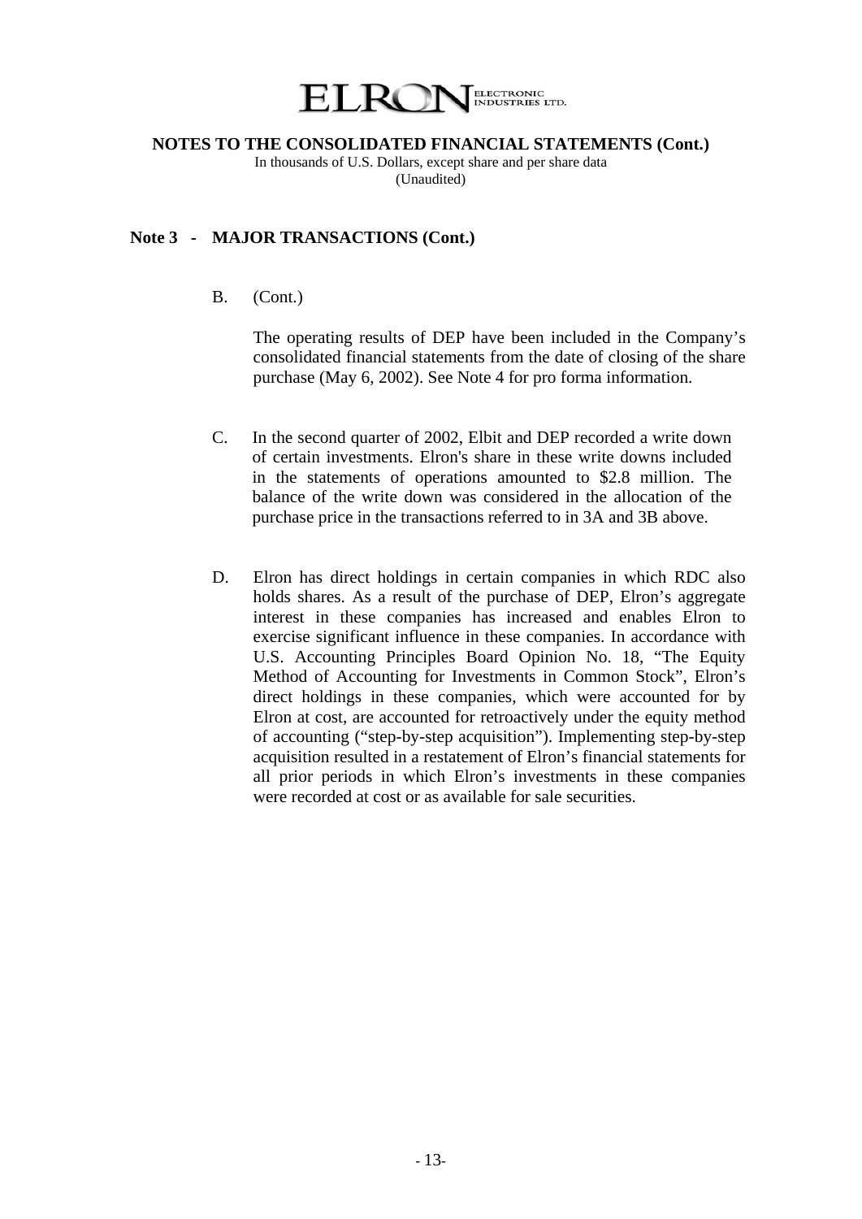**NOTES TO THE CONSOLIDATED FINANCIAL STATEMENTS (Cont.)**

In thousands of U.S. Dollars, except share and per share data
(Unaudited)

## Note 3 - MAJOR TRANSACTIONS (Cont.)

B. (Cont.)

The operating results of DEP have been included in the Company's consolidated financial statements from the date of closing of the share purchase (May 6, 2002). See Note 4 for pro forma information.

C. In the second quarter of 2002, Elbit and DEP recorded a write down of certain investments. Elron's share in these write downs included in the statements of operations amounted to $2.8 million. The balance of the write down was considered in the allocation of the purchase price in the transactions referred to in 3A and 3B above.

D. Elron has direct holdings in certain companies in which RDC also holds shares. As a result of the purchase of DEP, Elron's aggregate interest in these companies has increased and enables Elron to exercise significant influence in these companies. In accordance with U.S. Accounting Principles Board Opinion No. 18, "The Equity Method of Accounting for Investments in Common Stock", Elron's direct holdings in these companies, which were accounted for by Elron at cost, are accounted for retroactively under the equity method of accounting ("step-by-step acquisition"). Implementing step-by-step acquisition resulted in a restatement of Elron's financial statements for all prior periods in which Elron's investments in these companies were recorded at cost or as available for sale securities.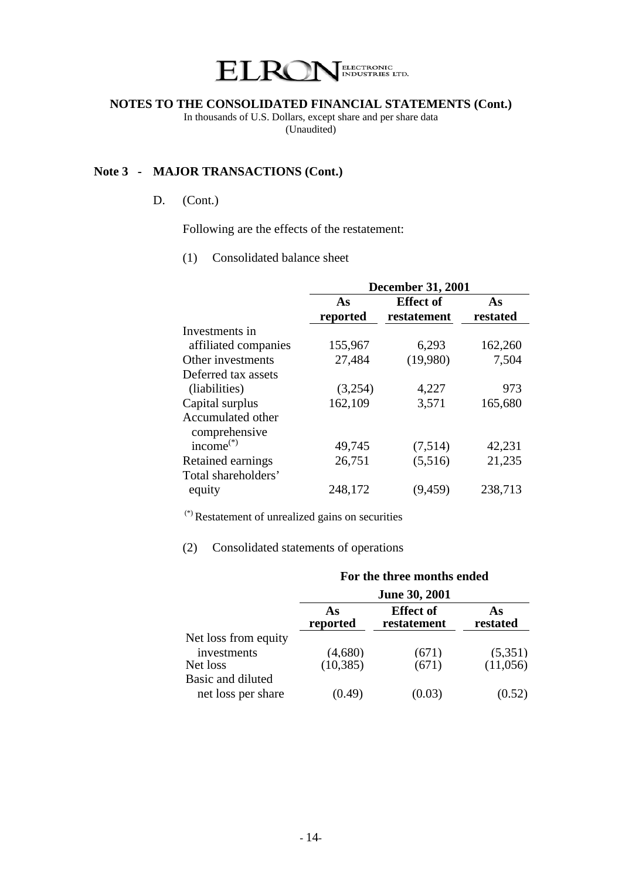**ELRON** ELECTRONIC INDUSTRIES LTD.

**NOTES TO THE CONSOLIDATED FINANCIAL STATEMENTS (Cont.)**

In thousands of U.S. Dollars, except share and per share data

(Unaudited)

## Note 3 - MAJOR TRANSACTIONS (Cont.)

D. (Cont.)

Following are the effects of the restatement:

(1) Consolidated balance sheet

| | December 31, 2001 | | |
|---|---|---|---|
| | **As reported** | **Effect of restatement** | **As restated** |
| Investments in affiliated companies | 155,967 | 6,293 | 162,260 |
| Other investments | 27,484 | (19,980) | 7,504 |
| Deferred tax assets (liabilities) | (3,254) | 4,227 | 973 |
| Capital surplus | 162,109 | 3,571 | 165,680 |
| Accumulated other comprehensive income(*) | 49,745 | (7,514) | 42,231 |
| Retained earnings | 26,751 | (5,516) | 21,235 |
| Total shareholders' equity | 248,172 | (9,459) | 238,713 |

(*) Restatement of unrealized gains on securities

(2) Consolidated statements of operations

| | For the three months ended June 30, 2001 | | |
|---|---|---|---|
| | **As reported** | **Effect of restatement** | **As restated** |
| Net loss from equity investments | (4,680) | (671) | (5,351) |
| Net loss | (10,385) | (671) | (11,056) |
| Basic and diluted net loss per share | (0.49) | (0.03) | (0.52) |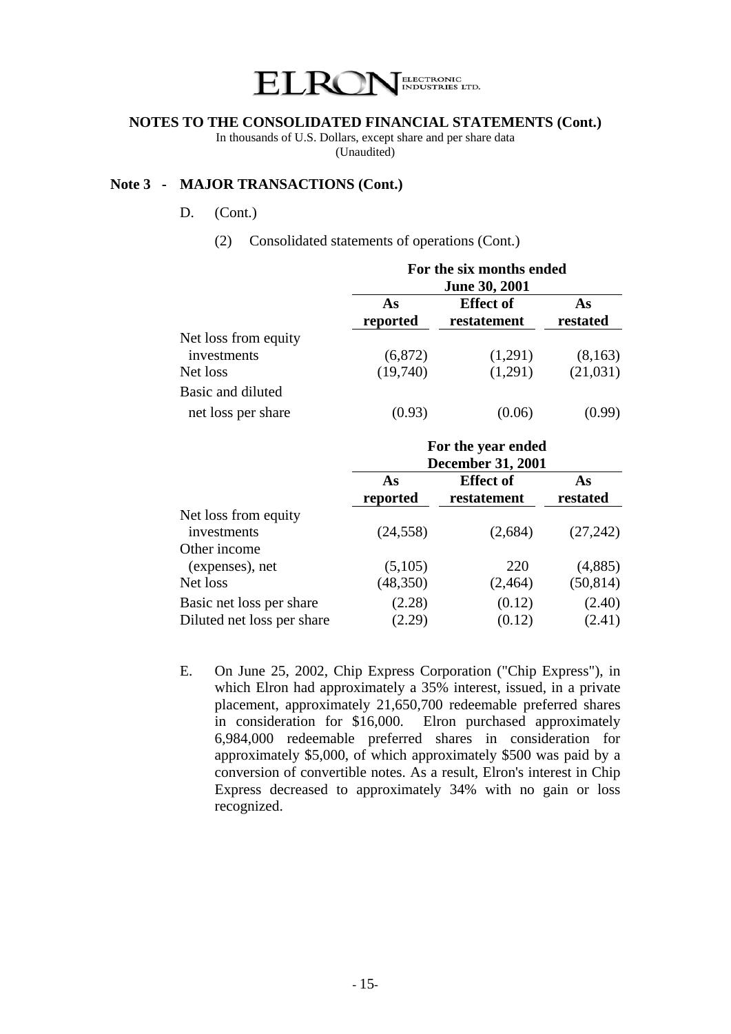**NOTES TO THE CONSOLIDATED FINANCIAL STATEMENTS (Cont.)**

In thousands of U.S. Dollars, except share and per share data
(Unaudited)

## Note 3 - MAJOR TRANSACTIONS (Cont.)

D. (Cont.)

(2) Consolidated statements of operations (Cont.)

| | For the six months ended June 30, 2001 | | |
|---|---|---|---|
| | **As reported** | **Effect of restatement** | **As restated** |
| Net loss from equity investments | (6,872) | (1,291) | (8,163) |
| Net loss | (19,740) | (1,291) | (21,031) |
| Basic and diluted net loss per share | (0.93) | (0.06) | (0.99) |

| | For the year ended December 31, 2001 | | |
|---|---|---|---|
| | **As reported** | **Effect of restatement** | **As restated** |
| Net loss from equity investments | (24,558) | (2,684) | (27,242) |
| Other income (expenses), net | (5,105) | 220 | (4,885) |
| Net loss | (48,350) | (2,464) | (50,814) |
| Basic net loss per share | (2.28) | (0.12) | (2.40) |
| Diluted net loss per share | (2.29) | (0.12) | (2.41) |

E. On June 25, 2002, Chip Express Corporation ("Chip Express"), in which Elron had approximately a 35% interest, issued, in a private placement, approximately 21,650,700 redeemable preferred shares in consideration for $16,000. Elron purchased approximately 6,984,000 redeemable preferred shares in consideration for approximately $5,000, of which approximately $500 was paid by a conversion of convertible notes. As a result, Elron's interest in Chip Express decreased to approximately 34% with no gain or loss recognized.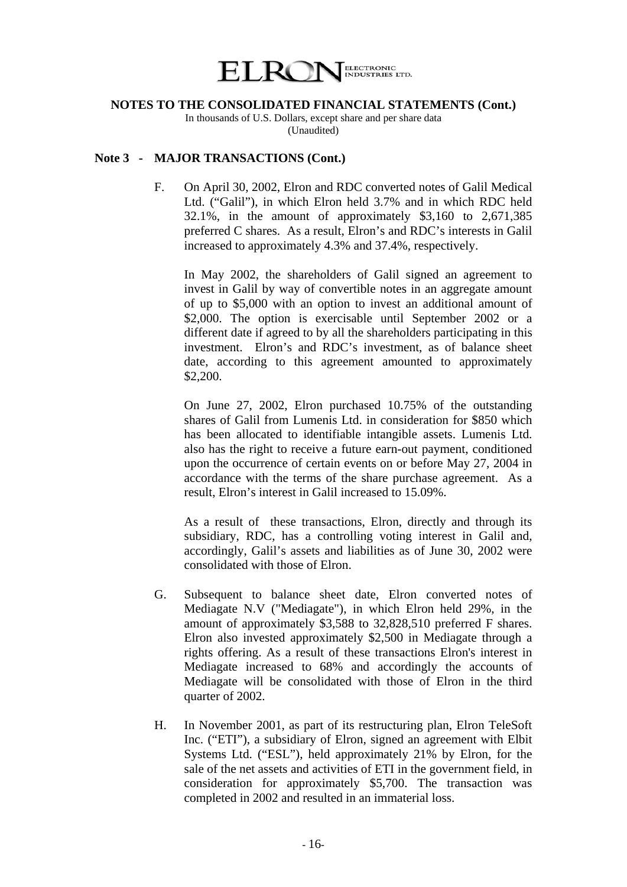## NOTES TO THE CONSOLIDATED FINANCIAL STATEMENTS (Cont.)

In thousands of U.S. Dollars, except share and per share data
(Unaudited)

### Note 3 - MAJOR TRANSACTIONS (Cont.)

F. On April 30, 2002, Elron and RDC converted notes of Galil Medical Ltd. ("Galil"), in which Elron held 3.7% and in which RDC held 32.1%, in the amount of approximately $3,160 to 2,671,385 preferred C shares. As a result, Elron's and RDC's interests in Galil increased to approximately 4.3% and 37.4%, respectively.

   In May 2002, the shareholders of Galil signed an agreement to invest in Galil by way of convertible notes in an aggregate amount of up to $5,000 with an option to invest an additional amount of $2,000. The option is exercisable until September 2002 or a different date if agreed to by all the shareholders participating in this investment. Elron's and RDC's investment, as of balance sheet date, according to this agreement amounted to approximately $2,200.

   On June 27, 2002, Elron purchased 10.75% of the outstanding shares of Galil from Lumenis Ltd. in consideration for $850 which has been allocated to identifiable intangible assets. Lumenis Ltd. also has the right to receive a future earn-out payment, conditioned upon the occurrence of certain events on or before May 27, 2004 in accordance with the terms of the share purchase agreement. As a result, Elron's interest in Galil increased to 15.09%.

   As a result of these transactions, Elron, directly and through its subsidiary, RDC, has a controlling voting interest in Galil and, accordingly, Galil's assets and liabilities as of June 30, 2002 were consolidated with those of Elron.

G. Subsequent to balance sheet date, Elron converted notes of Mediagate N.V ("Mediagate"), in which Elron held 29%, in the amount of approximately $3,588 to 32,828,510 preferred F shares. Elron also invested approximately $2,500 in Mediagate through a rights offering. As a result of these transactions Elron's interest in Mediagate increased to 68% and accordingly the accounts of Mediagate will be consolidated with those of Elron in the third quarter of 2002.

H. In November 2001, as part of its restructuring plan, Elron TeleSoft Inc. ("ETI"), a subsidiary of Elron, signed an agreement with Elbit Systems Ltd. ("ESL"), held approximately 21% by Elron, for the sale of the net assets and activities of ETI in the government field, in consideration for approximately $5,700. The transaction was completed in 2002 and resulted in an immaterial loss.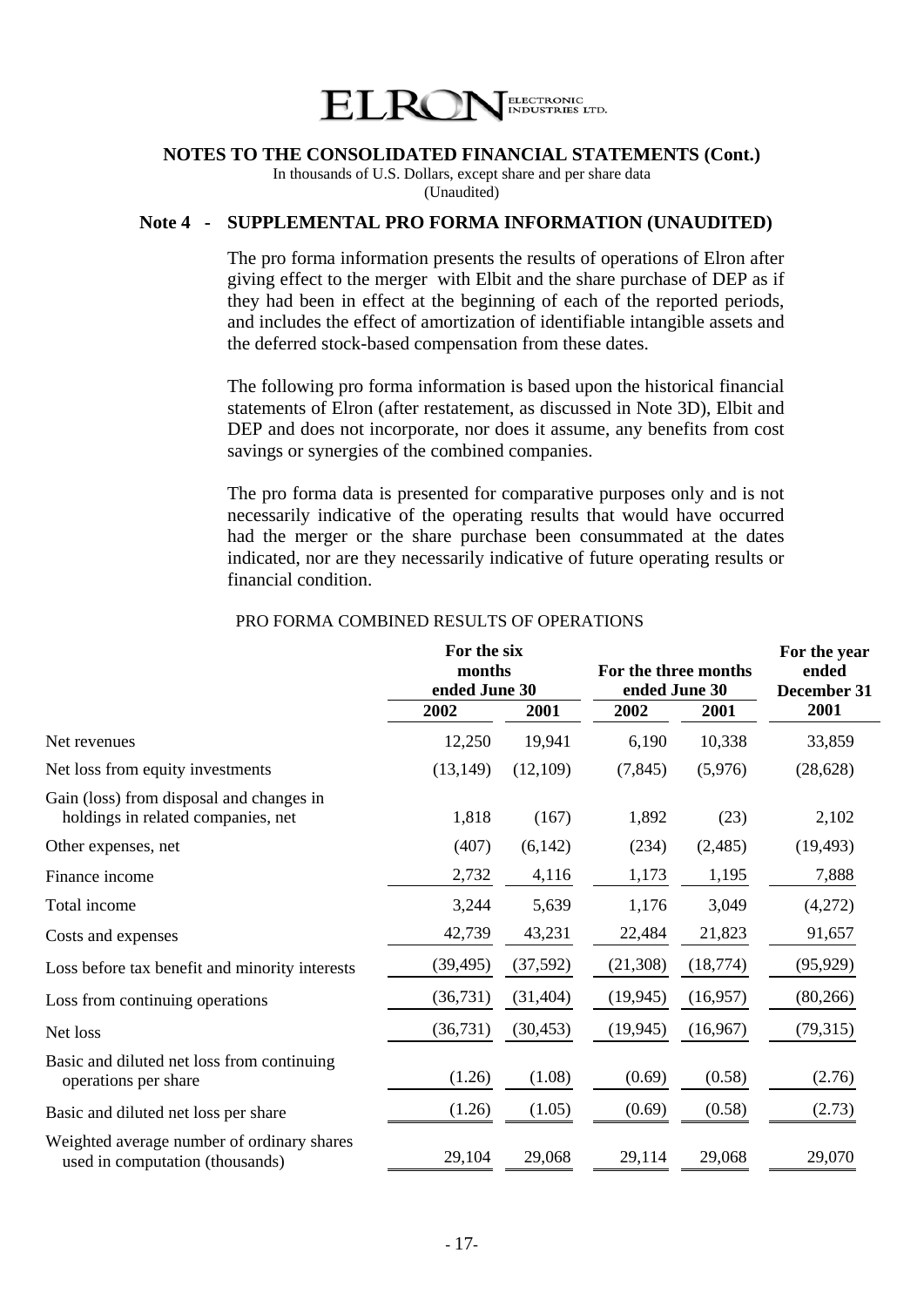## NOTES TO THE CONSOLIDATED FINANCIAL STATEMENTS (Cont.)

In thousands of U.S. Dollars, except share and per share data
(Unaudited)

### Note 4 - SUPPLEMENTAL PRO FORMA INFORMATION (UNAUDITED)

The pro forma information presents the results of operations of Elron after giving effect to the merger with Elbit and the share purchase of DEP as if they had been in effect at the beginning of each of the reported periods, and includes the effect of amortization of identifiable intangible assets and the deferred stock-based compensation from these dates.

The following pro forma information is based upon the historical financial statements of Elron (after restatement, as discussed in Note 3D), Elbit and DEP and does not incorporate, nor does it assume, any benefits from cost savings or synergies of the combined companies.

The pro forma data is presented for comparative purposes only and is not necessarily indicative of the operating results that would have occurred had the merger or the share purchase been consummated at the dates indicated, nor are they necessarily indicative of future operating results or financial condition.

PRO FORMA COMBINED RESULTS OF OPERATIONS

| | For the six months ended June 30 | | For the three months ended June 30 | | For the year ended December 31 |
|---|---|---|---|---|---|
| | 2002 | 2001 | 2002 | 2001 | 2001 |
| Net revenues | 12,250 | 19,941 | 6,190 | 10,338 | 33,859 |
| Net loss from equity investments | (13,149) | (12,109) | (7,845) | (5,976) | (28,628) |
| Gain (loss) from disposal and changes in holdings in related companies, net | 1,818 | (167) | 1,892 | (23) | 2,102 |
| Other expenses, net | (407) | (6,142) | (234) | (2,485) | (19,493) |
| Finance income | 2,732 | 4,116 | 1,173 | 1,195 | 7,888 |
| Total income | 3,244 | 5,639 | 1,176 | 3,049 | (4,272) |
| Costs and expenses | 42,739 | 43,231 | 22,484 | 21,823 | 91,657 |
| Loss before tax benefit and minority interests | (39,495) | (37,592) | (21,308) | (18,774) | (95,929) |
| Loss from continuing operations | (36,731) | (31,404) | (19,945) | (16,957) | (80,266) |
| Net loss | (36,731) | (30,453) | (19,945) | (16,967) | (79,315) |
| Basic and diluted net loss from continuing operations per share | (1.26) | (1.08) | (0.69) | (0.58) | (2.76) |
| Basic and diluted net loss per share | (1.26) | (1.05) | (0.69) | (0.58) | (2.73) |
| Weighted average number of ordinary shares used in computation (thousands) | 29,104 | 29,068 | 29,114 | 29,068 | 29,070 |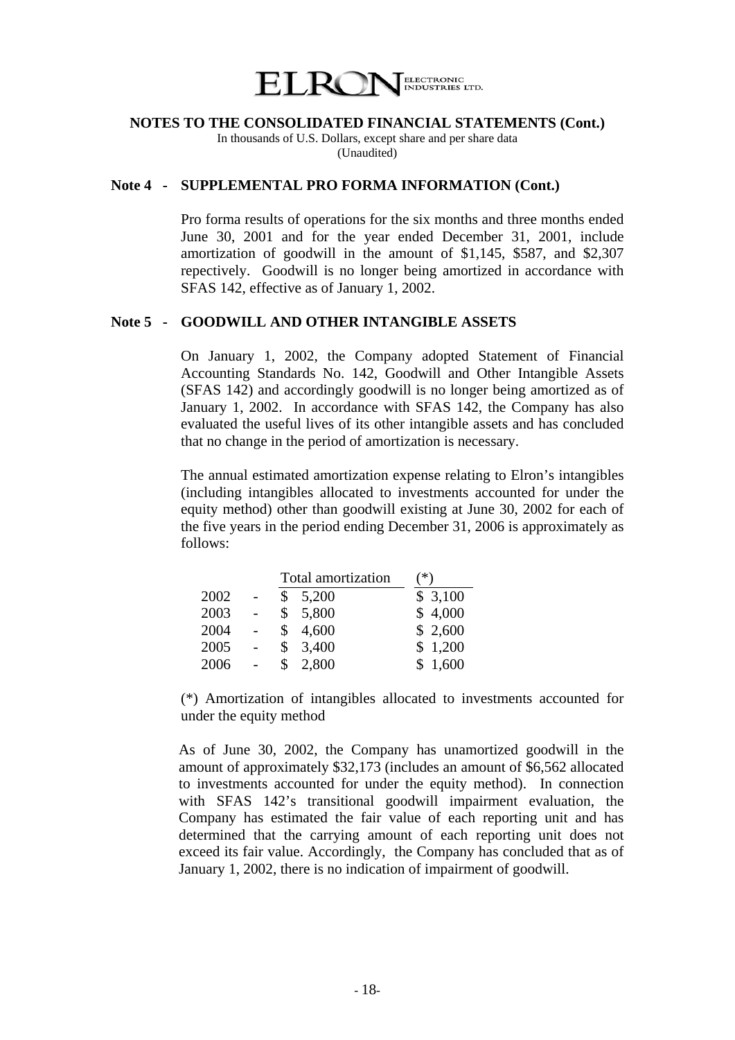**NOTES TO THE CONSOLIDATED FINANCIAL STATEMENTS (Cont.)**

In thousands of U.S. Dollars, except share and per share data
(Unaudited)

**Note 4 - SUPPLEMENTAL PRO FORMA INFORMATION (Cont.)**

Pro forma results of operations for the six months and three months ended June 30, 2001 and for the year ended December 31, 2001, include amortization of goodwill in the amount of $1,145, $587, and $2,307 repectively. Goodwill is no longer being amortized in accordance with SFAS 142, effective as of January 1, 2002.

**Note 5 - GOODWILL AND OTHER INTANGIBLE ASSETS**

On January 1, 2002, the Company adopted Statement of Financial Accounting Standards No. 142, Goodwill and Other Intangible Assets (SFAS 142) and accordingly goodwill is no longer being amortized as of January 1, 2002. In accordance with SFAS 142, the Company has also evaluated the useful lives of its other intangible assets and has concluded that no change in the period of amortization is necessary.

The annual estimated amortization expense relating to Elron's intangibles (including intangibles allocated to investments accounted for under the equity method) other than goodwill existing at June 30, 2002 for each of the five years in the period ending December 31, 2006 is approximately as follows:

| | | Total amortization | (*) |
|---|---|---|---|
| 2002 | - | $ 5,200 | $ 3,100 |
| 2003 | - | $ 5,800 | $ 4,000 |
| 2004 | - | $ 4,600 | $ 2,600 |
| 2005 | - | $ 3,400 | $ 1,200 |
| 2006 | - | $ 2,800 | $ 1,600 |

(*) Amortization of intangibles allocated to investments accounted for under the equity method

As of June 30, 2002, the Company has unamortized goodwill in the amount of approximately $32,173 (includes an amount of $6,562 allocated to investments accounted for under the equity method). In connection with SFAS 142's transitional goodwill impairment evaluation, the Company has estimated the fair value of each reporting unit and has determined that the carrying amount of each reporting unit does not exceed its fair value. Accordingly, the Company has concluded that as of January 1, 2002, there is no indication of impairment of goodwill.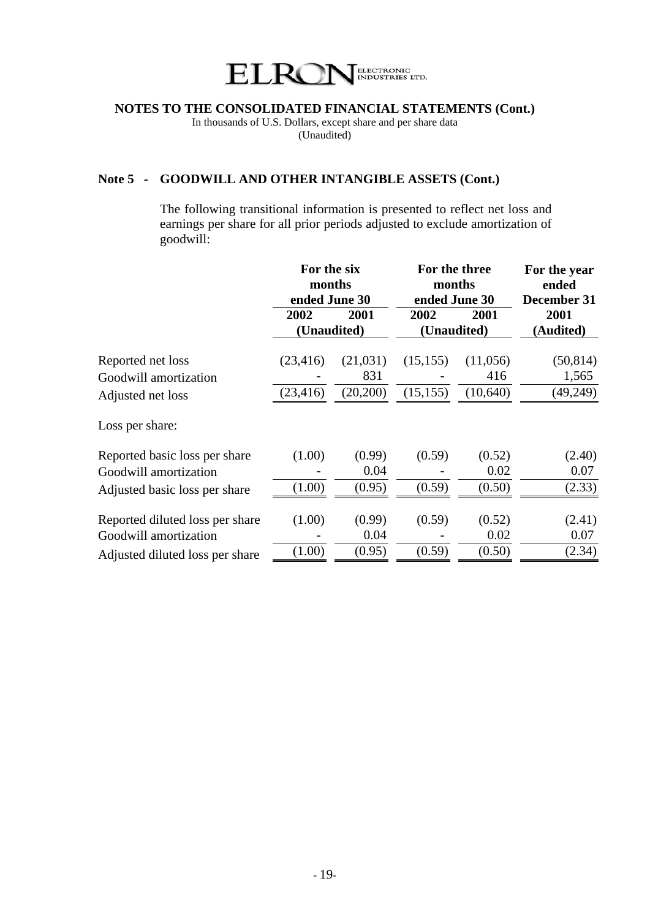ELRON ELECTRONIC INDUSTRIES LTD.

**NOTES TO THE CONSOLIDATED FINANCIAL STATEMENTS (Cont.)**

In thousands of U.S. Dollars, except share and per share data

(Unaudited)

## Note 5 - GOODWILL AND OTHER INTANGIBLE ASSETS (Cont.)

The following transitional information is presented to reflect net loss and earnings per share for all prior periods adjusted to exclude amortization of goodwill:

| | For the six months ended June 30 | | For the three months ended June 30 | | For the year ended December 31 |
|---|---|---|---|---|---|
| | 2002 | 2001 | 2002 | 2001 | 2001 |
| | (Unaudited) | | (Unaudited) | | (Audited) |
| Reported net loss | (23,416) | (21,031) | (15,155) | (11,056) | (50,814) |
| Goodwill amortization | - | 831 | - | 416 | 1,565 |
| Adjusted net loss | (23,416) | (20,200) | (15,155) | (10,640) | (49,249) |
| Loss per share: | | | | | |
| Reported basic loss per share | (1.00) | (0.99) | (0.59) | (0.52) | (2.40) |
| Goodwill amortization | - | 0.04 | - | 0.02 | 0.07 |
| Adjusted basic loss per share | (1.00) | (0.95) | (0.59) | (0.50) | (2.33) |
| Reported diluted loss per share | (1.00) | (0.99) | (0.59) | (0.52) | (2.41) |
| Goodwill amortization | - | 0.04 | - | 0.02 | 0.07 |
| Adjusted diluted loss per share | (1.00) | (0.95) | (0.59) | (0.50) | (2.34) |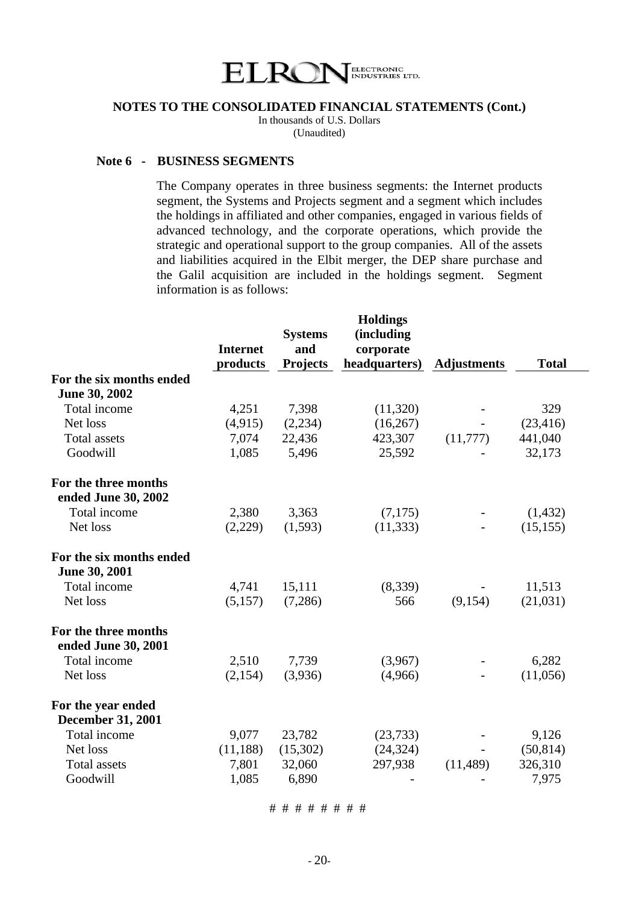**NOTES TO THE CONSOLIDATED FINANCIAL STATEMENTS (Cont.)**

In thousands of U.S. Dollars

(Unaudited)

**Note 6 - BUSINESS SEGMENTS**

The Company operates in three business segments: the Internet products segment, the Systems and Projects segment and a segment which includes the holdings in affiliated and other companies, engaged in various fields of advanced technology, and the corporate operations, which provide the strategic and operational support to the group companies. All of the assets and liabilities acquired in the Elbit merger, the DEP share purchase and the Galil acquisition are included in the holdings segment. Segment information is as follows:

| | Internet products | Systems and Projects | Holdings (including corporate headquarters) | Adjustments | Total |
|---|---|---|---|---|---|
| **For the six months ended June 30, 2002** | | | | | |
| Total income | 4,251 | 7,398 | (11,320) | - | 329 |
| Net loss | (4,915) | (2,234) | (16,267) | - | (23,416) |
| Total assets | 7,074 | 22,436 | 423,307 | (11,777) | 441,040 |
| Goodwill | 1,085 | 5,496 | 25,592 | - | 32,173 |
| **For the three months ended June 30, 2002** | | | | | |
| Total income | 2,380 | 3,363 | (7,175) | - | (1,432) |
| Net loss | (2,229) | (1,593) | (11,333) | - | (15,155) |
| **For the six months ended June 30, 2001** | | | | | |
| Total income | 4,741 | 15,111 | (8,339) | - | 11,513 |
| Net loss | (5,157) | (7,286) | 566 | (9,154) | (21,031) |
| **For the three months ended June 30, 2001** | | | | | |
| Total income | 2,510 | 7,739 | (3,967) | - | 6,282 |
| Net loss | (2,154) | (3,936) | (4,966) | - | (11,056) |
| **For the year ended December 31, 2001** | | | | | |
| Total income | 9,077 | 23,782 | (23,733) | - | 9,126 |
| Net loss | (11,188) | (15,302) | (24,324) | - | (50,814) |
| Total assets | 7,801 | 32,060 | 297,938 | (11,489) | 326,310 |
| Goodwill | 1,085 | 6,890 | - | - | 7,975 |

# # # # # # # #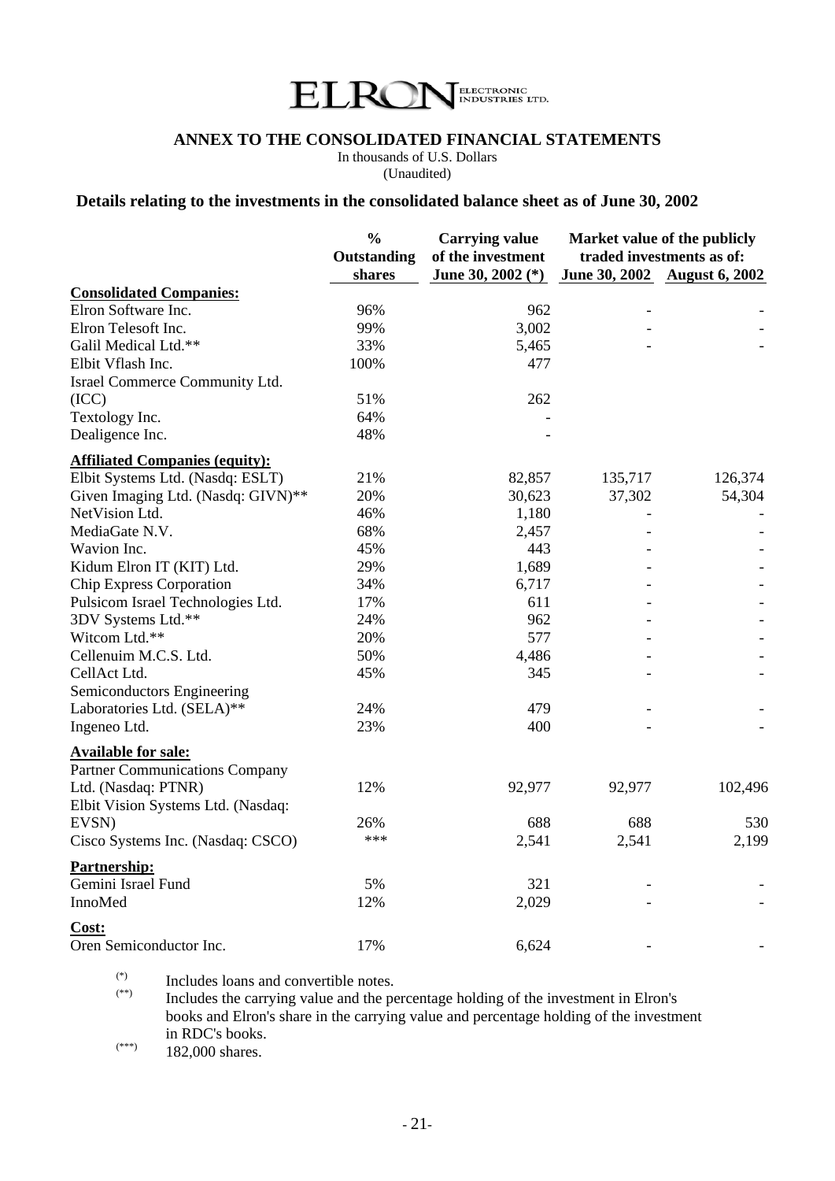# ELRON ELECTRONIC INDUSTRIES LTD.

## ANNEX TO THE CONSOLIDATED FINANCIAL STATEMENTS

In thousands of U.S. Dollars
(Unaudited)

### Details relating to the investments in the consolidated balance sheet as of June 30, 2002

| | % Outstanding shares | Carrying value of the investment June 30, 2002 (*) | Market value of the publicly traded investments as of: June 30, 2002 | August 6, 2002 |
|---|---|---|---|---|
| **Consolidated Companies:** | | | | |
| Elron Software Inc. | 96% | 962 | - | - |
| Elron Telesoft Inc. | 99% | 3,002 | - | - |
| Galil Medical Ltd.** | 33% | 5,465 | - | - |
| Elbit Vflash Inc. | 100% | 477 | | |
| Israel Commerce Community Ltd. (ICC) | 51% | 262 | | |
| Textology Inc. | 64% | - | | |
| Dealigence Inc. | 48% | - | | |
| **Affiliated Companies (equity):** | | | | |
| Elbit Systems Ltd. (Nasdq: ESLT) | 21% | 82,857 | 135,717 | 126,374 |
| Given Imaging Ltd. (Nasdq: GIVN)** | 20% | 30,623 | 37,302 | 54,304 |
| NetVision Ltd. | 46% | 1,180 | - | - |
| MediaGate N.V. | 68% | 2,457 | - | - |
| Wavion Inc. | 45% | 443 | - | - |
| Kidum Elron IT (KIT) Ltd. | 29% | 1,689 | - | - |
| Chip Express Corporation | 34% | 6,717 | - | - |
| Pulsicom Israel Technologies Ltd. | 17% | 611 | - | - |
| 3DV Systems Ltd.** | 24% | 962 | - | - |
| Witcom Ltd.** | 20% | 577 | - | - |
| Cellenuim M.C.S. Ltd. | 50% | 4,486 | - | - |
| CellAct Ltd. | 45% | 345 | - | - |
| Semiconductors Engineering Laboratories Ltd. (SELA)** | 24% | 479 | - | - |
| Ingeneo Ltd. | 23% | 400 | - | - |
| **Available for sale:** | | | | |
| Partner Communications Company Ltd. (Nasdaq: PTNR) | 12% | 92,977 | 92,977 | 102,496 |
| Elbit Vision Systems Ltd. (Nasdaq: EVSN) | 26% | 688 | 688 | 530 |
| Cisco Systems Inc. (Nasdaq: CSCO) | *** | 2,541 | 2,541 | 2,199 |
| **Partnership:** | | | | |
| Gemini Israel Fund | 5% | 321 | - | - |
| InnoMed | 12% | 2,029 | - | - |
| **Cost:** | | | | |
| Oren Semiconductor Inc. | 17% | 6,624 | - | - |

(*) Includes loans and convertible notes.

(**) Includes the carrying value and the percentage holding of the investment in Elron's books and Elron's share in the carrying value and percentage holding of the investment in RDC's books.

(***) 182,000 shares.